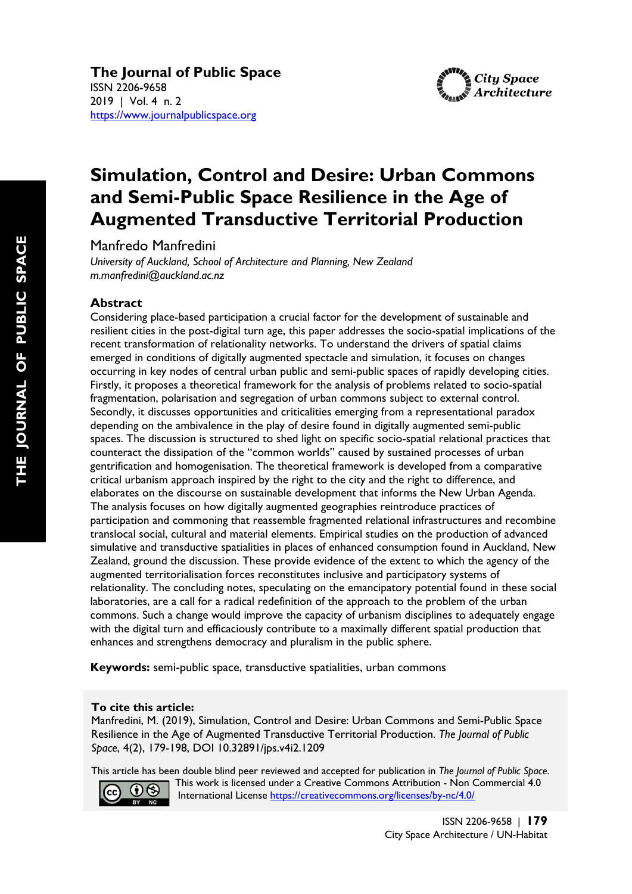**The Journal of Public Space**
ISSN 2206-9658
2019 | Vol. 4 n. 2
https://www.journalpublicspace.org

# Simulation, Control and Desire: Urban Commons and Semi-Public Space Resilience in the Age of Augmented Transductive Territorial Production

Manfredo Manfredini
*University of Auckland, School of Architecture and Planning, New Zealand*
*m.manfredini@auckland.ac.nz*

## Abstract

Considering place-based participation a crucial factor for the development of sustainable and resilient cities in the post-digital turn age, this paper addresses the socio-spatial implications of the recent transformation of relationality networks. To understand the drivers of spatial claims emerged in conditions of digitally augmented spectacle and simulation, it focuses on changes occurring in key nodes of central urban public and semi-public spaces of rapidly developing cities. Firstly, it proposes a theoretical framework for the analysis of problems related to socio-spatial fragmentation, polarisation and segregation of urban commons subject to external control. Secondly, it discusses opportunities and criticalities emerging from a representational paradox depending on the ambivalence in the play of desire found in digitally augmented semi-public spaces. The discussion is structured to shed light on specific socio-spatial relational practices that counteract the dissipation of the "common worlds" caused by sustained processes of urban gentrification and homogenisation. The theoretical framework is developed from a comparative critical urbanism approach inspired by the right to the city and the right to difference, and elaborates on the discourse on sustainable development that informs the New Urban Agenda. The analysis focuses on how digitally augmented geographies reintroduce practices of participation and commoning that reassemble fragmented relational infrastructures and recombine translocal social, cultural and material elements. Empirical studies on the production of advanced simulative and transductive spatialities in places of enhanced consumption found in Auckland, New Zealand, ground the discussion. These provide evidence of the extent to which the agency of the augmented territorialisation forces reconstitutes inclusive and participatory systems of relationality. The concluding notes, speculating on the emancipatory potential found in these social laboratories, are a call for a radical redefinition of the approach to the problem of the urban commons. Such a change would improve the capacity of urbanism disciplines to adequately engage with the digital turn and efficaciously contribute to a maximally different spatial production that enhances and strengthens democracy and pluralism in the public sphere.

**Keywords:** semi-public space, transductive spatialities, urban commons

**To cite this article:**
Manfredini, M. (2019), Simulation, Control and Desire: Urban Commons and Semi-Public Space Resilience in the Age of Augmented Transductive Territorial Production. *The Journal of Public Space*, 4(2), 179-198, DOI 10.32891/jps.v4i2.1209

This article has been double blind peer reviewed and accepted for publication in *The Journal of Public Space*.
This work is licensed under a Creative Commons Attribution - Non Commercial 4.0 International License https://creativecommons.org/licenses/by-nc/4.0/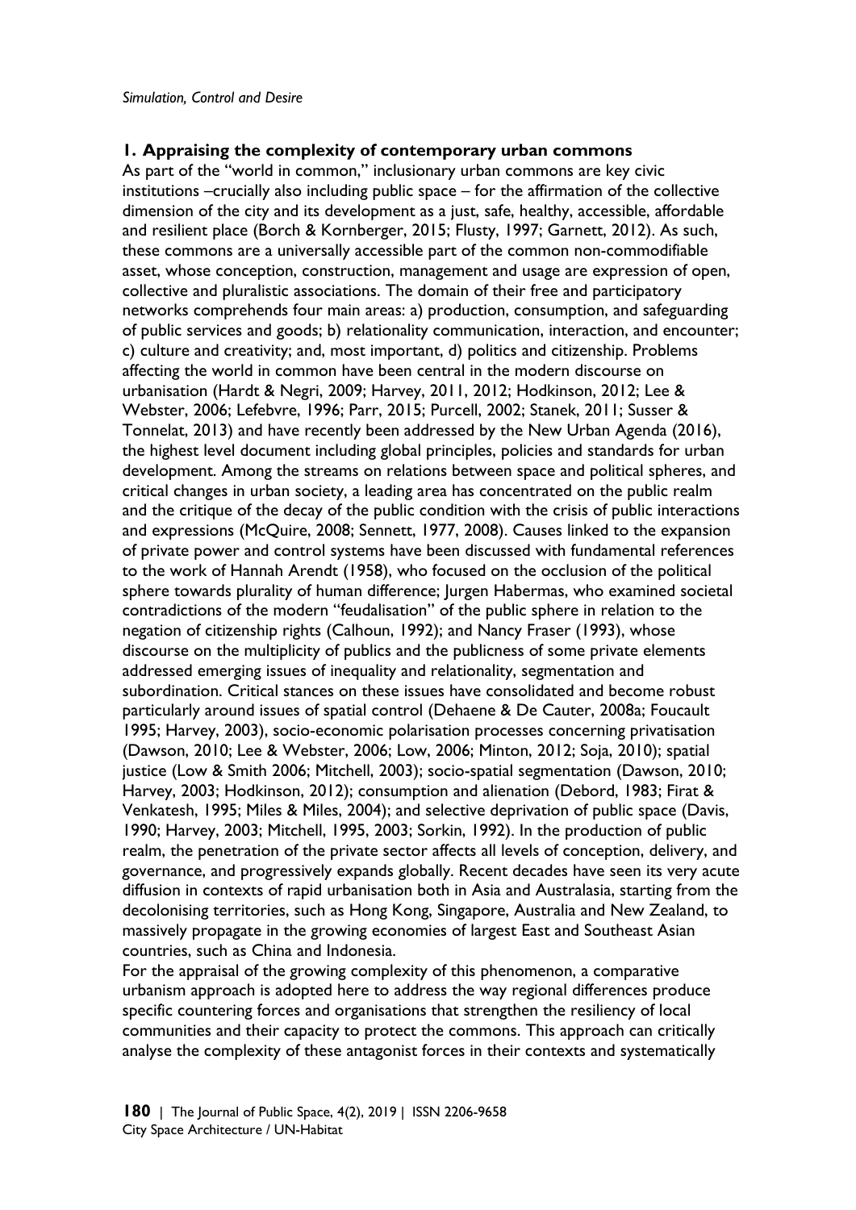## 1. Appraising the complexity of contemporary urban commons

As part of the "world in common," inclusionary urban commons are key civic institutions –crucially also including public space – for the affirmation of the collective dimension of the city and its development as a just, safe, healthy, accessible, affordable and resilient place (Borch & Kornberger, 2015; Flusty, 1997; Garnett, 2012). As such, these commons are a universally accessible part of the common non-commodifiable asset, whose conception, construction, management and usage are expression of open, collective and pluralistic associations. The domain of their free and participatory networks comprehends four main areas: a) production, consumption, and safeguarding of public services and goods; b) relationality communication, interaction, and encounter; c) culture and creativity; and, most important, d) politics and citizenship. Problems affecting the world in common have been central in the modern discourse on urbanisation (Hardt & Negri, 2009; Harvey, 2011, 2012; Hodkinson, 2012; Lee & Webster, 2006; Lefebvre, 1996; Parr, 2015; Purcell, 2002; Stanek, 2011; Susser & Tonnelat, 2013) and have recently been addressed by the New Urban Agenda (2016), the highest level document including global principles, policies and standards for urban development. Among the streams on relations between space and political spheres, and critical changes in urban society, a leading area has concentrated on the public realm and the critique of the decay of the public condition with the crisis of public interactions and expressions (McQuire, 2008; Sennett, 1977, 2008). Causes linked to the expansion of private power and control systems have been discussed with fundamental references to the work of Hannah Arendt (1958), who focused on the occlusion of the political sphere towards plurality of human difference; Jurgen Habermas, who examined societal contradictions of the modern "feudalisation" of the public sphere in relation to the negation of citizenship rights (Calhoun, 1992); and Nancy Fraser (1993), whose discourse on the multiplicity of publics and the publicness of some private elements addressed emerging issues of inequality and relationality, segmentation and subordination. Critical stances on these issues have consolidated and become robust particularly around issues of spatial control (Dehaene & De Cauter, 2008a; Foucault 1995; Harvey, 2003), socio-economic polarisation processes concerning privatisation (Dawson, 2010; Lee & Webster, 2006; Low, 2006; Minton, 2012; Soja, 2010); spatial justice (Low & Smith 2006; Mitchell, 2003); socio-spatial segmentation (Dawson, 2010; Harvey, 2003; Hodkinson, 2012); consumption and alienation (Debord, 1983; Firat & Venkatesh, 1995; Miles & Miles, 2004); and selective deprivation of public space (Davis, 1990; Harvey, 2003; Mitchell, 1995, 2003; Sorkin, 1992). In the production of public realm, the penetration of the private sector affects all levels of conception, delivery, and governance, and progressively expands globally. Recent decades have seen its very acute diffusion in contexts of rapid urbanisation both in Asia and Australasia, starting from the decolonising territories, such as Hong Kong, Singapore, Australia and New Zealand, to massively propagate in the growing economies of largest East and Southeast Asian countries, such as China and Indonesia.

For the appraisal of the growing complexity of this phenomenon, a comparative urbanism approach is adopted here to address the way regional differences produce specific countering forces and organisations that strengthen the resiliency of local communities and their capacity to protect the commons. This approach can critically analyse the complexity of these antagonist forces in their contexts and systematically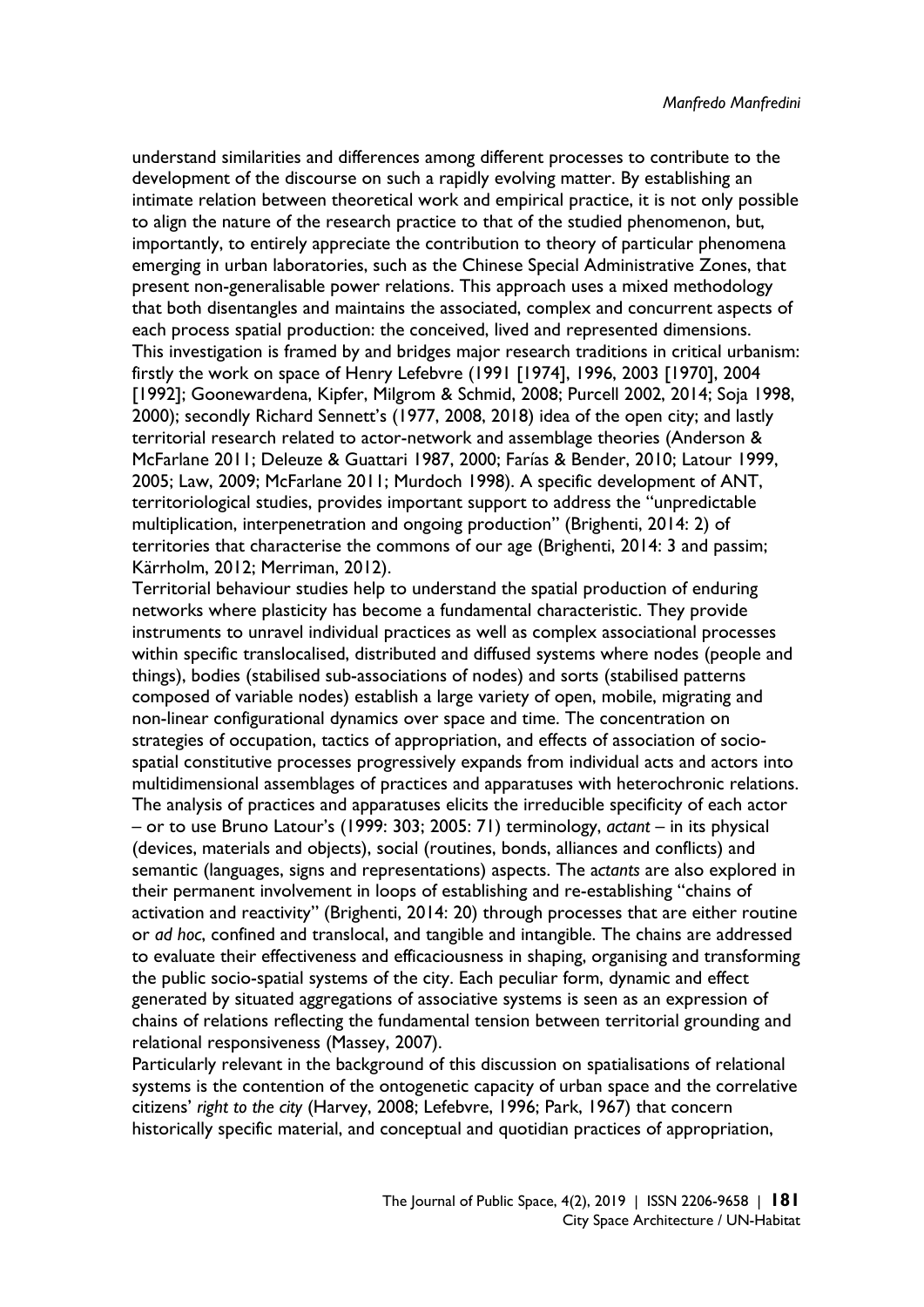understand similarities and differences among different processes to contribute to the development of the discourse on such a rapidly evolving matter. By establishing an intimate relation between theoretical work and empirical practice, it is not only possible to align the nature of the research practice to that of the studied phenomenon, but, importantly, to entirely appreciate the contribution to theory of particular phenomena emerging in urban laboratories, such as the Chinese Special Administrative Zones, that present non-generalisable power relations. This approach uses a mixed methodology that both disentangles and maintains the associated, complex and concurrent aspects of each process spatial production: the conceived, lived and represented dimensions.
This investigation is framed by and bridges major research traditions in critical urbanism: firstly the work on space of Henry Lefebvre (1991 [1974], 1996, 2003 [1970], 2004 [1992]; Goonewardena, Kipfer, Milgrom & Schmid, 2008; Purcell 2002, 2014; Soja 1998, 2000); secondly Richard Sennett's (1977, 2008, 2018) idea of the open city; and lastly territorial research related to actor-network and assemblage theories (Anderson & McFarlane 2011; Deleuze & Guattari 1987, 2000; Farías & Bender, 2010; Latour 1999, 2005; Law, 2009; McFarlane 2011; Murdoch 1998). A specific development of ANT, territoriological studies, provides important support to address the "unpredictable multiplication, interpenetration and ongoing production" (Brighenti, 2014: 2) of territories that characterise the commons of our age (Brighenti, 2014: 3 and passim; Kärrholm, 2012; Merriman, 2012).
Territorial behaviour studies help to understand the spatial production of enduring networks where plasticity has become a fundamental characteristic. They provide instruments to unravel individual practices as well as complex associational processes within specific translocalised, distributed and diffused systems where nodes (people and things), bodies (stabilised sub-associations of nodes) and sorts (stabilised patterns composed of variable nodes) establish a large variety of open, mobile, migrating and non-linear configurational dynamics over space and time. The concentration on strategies of occupation, tactics of appropriation, and effects of association of socio-spatial constitutive processes progressively expands from individual acts and actors into multidimensional assemblages of practices and apparatuses with heterochronic relations. The analysis of practices and apparatuses elicits the irreducible specificity of each actor – or to use Bruno Latour's (1999: 303; 2005: 71) terminology, *actant* – in its physical (devices, materials and objects), social (routines, bonds, alliances and conflicts) and semantic (languages, signs and representations) aspects. The a*ctants* are also explored in their permanent involvement in loops of establishing and re-establishing "chains of activation and reactivity" (Brighenti, 2014: 20) through processes that are either routine or *ad hoc*, confined and translocal, and tangible and intangible. The chains are addressed to evaluate their effectiveness and efficaciousness in shaping, organising and transforming the public socio-spatial systems of the city. Each peculiar form, dynamic and effect generated by situated aggregations of associative systems is seen as an expression of chains of relations reflecting the fundamental tension between territorial grounding and relational responsiveness (Massey, 2007).
Particularly relevant in the background of this discussion on spatialisations of relational systems is the contention of the ontogenetic capacity of urban space and the correlative citizens' *right to the city* (Harvey, 2008; Lefebvre, 1996; Park, 1967) that concern historically specific material, and conceptual and quotidian practices of appropriation,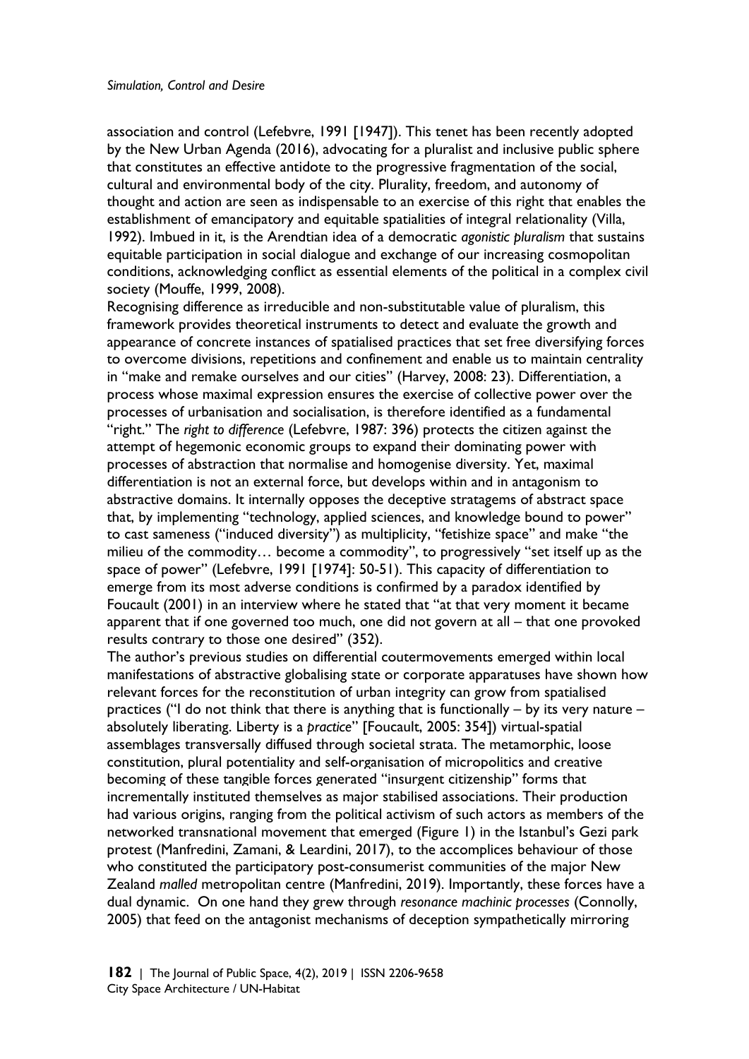association and control (Lefebvre, 1991 [1947]). This tenet has been recently adopted by the New Urban Agenda (2016), advocating for a pluralist and inclusive public sphere that constitutes an effective antidote to the progressive fragmentation of the social, cultural and environmental body of the city. Plurality, freedom, and autonomy of thought and action are seen as indispensable to an exercise of this right that enables the establishment of emancipatory and equitable spatialities of integral relationality (Villa, 1992). Imbued in it, is the Arendtian idea of a democratic *agonistic pluralism* that sustains equitable participation in social dialogue and exchange of our increasing cosmopolitan conditions, acknowledging conflict as essential elements of the political in a complex civil society (Mouffe, 1999, 2008).

Recognising difference as irreducible and non-substitutable value of pluralism, this framework provides theoretical instruments to detect and evaluate the growth and appearance of concrete instances of spatialised practices that set free diversifying forces to overcome divisions, repetitions and confinement and enable us to maintain centrality in "make and remake ourselves and our cities" (Harvey, 2008: 23). Differentiation, a process whose maximal expression ensures the exercise of collective power over the processes of urbanisation and socialisation, is therefore identified as a fundamental "right." The *right to difference* (Lefebvre, 1987: 396) protects the citizen against the attempt of hegemonic economic groups to expand their dominating power with processes of abstraction that normalise and homogenise diversity. Yet, maximal differentiation is not an external force, but develops within and in antagonism to abstractive domains. It internally opposes the deceptive stratagems of abstract space that, by implementing "technology, applied sciences, and knowledge bound to power" to cast sameness ("induced diversity") as multiplicity, "fetishize space" and make "the milieu of the commodity… become a commodity", to progressively "set itself up as the space of power" (Lefebvre, 1991 [1974]: 50-51). This capacity of differentiation to emerge from its most adverse conditions is confirmed by a paradox identified by Foucault (2001) in an interview where he stated that "at that very moment it became apparent that if one governed too much, one did not govern at all – that one provoked results contrary to those one desired" (352).

The author's previous studies on differential coutermovements emerged within local manifestations of abstractive globalising state or corporate apparatuses have shown how relevant forces for the reconstitution of urban integrity can grow from spatialised practices ("I do not think that there is anything that is functionally – by its very nature – absolutely liberating. Liberty is a *practice*" [Foucault, 2005: 354]) virtual-spatial assemblages transversally diffused through societal strata. The metamorphic, loose constitution, plural potentiality and self-organisation of micropolitics and creative becoming of these tangible forces generated "insurgent citizenship" forms that incrementally instituted themselves as major stabilised associations. Their production had various origins, ranging from the political activism of such actors as members of the networked transnational movement that emerged (Figure 1) in the Istanbul's Gezi park protest (Manfredini, Zamani, & Leardini, 2017), to the accomplices behaviour of those who constituted the participatory post-consumerist communities of the major New Zealand *malled* metropolitan centre (Manfredini, 2019). Importantly, these forces have a dual dynamic. On one hand they grew through *resonance machinic processes* (Connolly, 2005) that feed on the antagonist mechanisms of deception sympathetically mirroring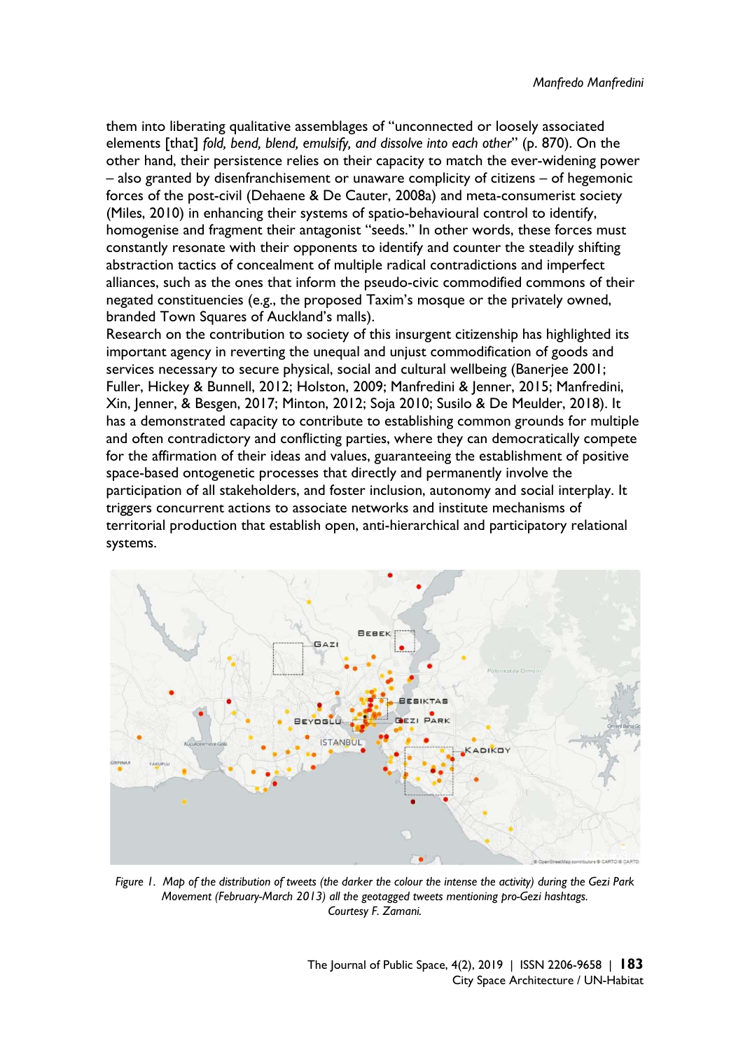them into liberating qualitative assemblages of "unconnected or loosely associated elements [that] *fold, bend, blend, emulsify, and dissolve into each other*" (p. 870). On the other hand, their persistence relies on their capacity to match the ever-widening power – also granted by disenfranchisement or unaware complicity of citizens – of hegemonic forces of the post-civil (Dehaene & De Cauter, 2008a) and meta-consumerist society (Miles, 2010) in enhancing their systems of spatio-behavioural control to identify, homogenise and fragment their antagonist "seeds." In other words, these forces must constantly resonate with their opponents to identify and counter the steadily shifting abstraction tactics of concealment of multiple radical contradictions and imperfect alliances, such as the ones that inform the pseudo-civic commodified commons of their negated constituencies (e.g., the proposed Taxim's mosque or the privately owned, branded Town Squares of Auckland's malls).

Research on the contribution to society of this insurgent citizenship has highlighted its important agency in reverting the unequal and unjust commodification of goods and services necessary to secure physical, social and cultural wellbeing (Banerjee 2001; Fuller, Hickey & Bunnell, 2012; Holston, 2009; Manfredini & Jenner, 2015; Manfredini, Xin, Jenner, & Besgen, 2017; Minton, 2012; Soja 2010; Susilo & De Meulder, 2018). It has a demonstrated capacity to contribute to establishing common grounds for multiple and often contradictory and conflicting parties, where they can democratically compete for the affirmation of their ideas and values, guaranteeing the establishment of positive space-based ontogenetic processes that directly and permanently involve the participation of all stakeholders, and foster inclusion, autonomy and social interplay. It triggers concurrent actions to associate networks and institute mechanisms of territorial production that establish open, anti-hierarchical and participatory relational systems.

*Figure 1. Map of the distribution of tweets (the darker the colour the intense the activity) during the Gezi Park Movement (February-March 2013) all the geotagged tweets mentioning pro-Gezi hashtags. Courtesy F. Zamani.*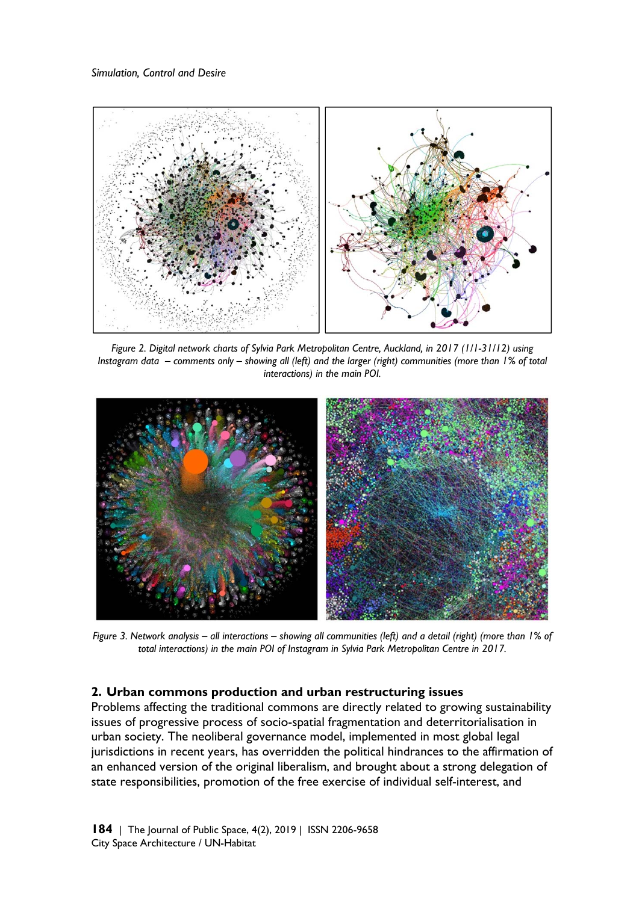*Figure 2. Digital network charts of Sylvia Park Metropolitan Centre, Auckland, in 2017 (1/1-31/12) using Instagram data – comments only – showing all (left) and the larger (right) communities (more than 1% of total interactions) in the main POI.*

*Figure 3. Network analysis – all interactions – showing all communities (left) and a detail (right) (more than 1% of total interactions) in the main POI of Instagram in Sylvia Park Metropolitan Centre in 2017.*

## 2. Urban commons production and urban restructuring issues

Problems affecting the traditional commons are directly related to growing sustainability issues of progressive process of socio-spatial fragmentation and deterritorialisation in urban society. The neoliberal governance model, implemented in most global legal jurisdictions in recent years, has overridden the political hindrances to the affirmation of an enhanced version of the original liberalism, and brought about a strong delegation of state responsibilities, promotion of the free exercise of individual self-interest, and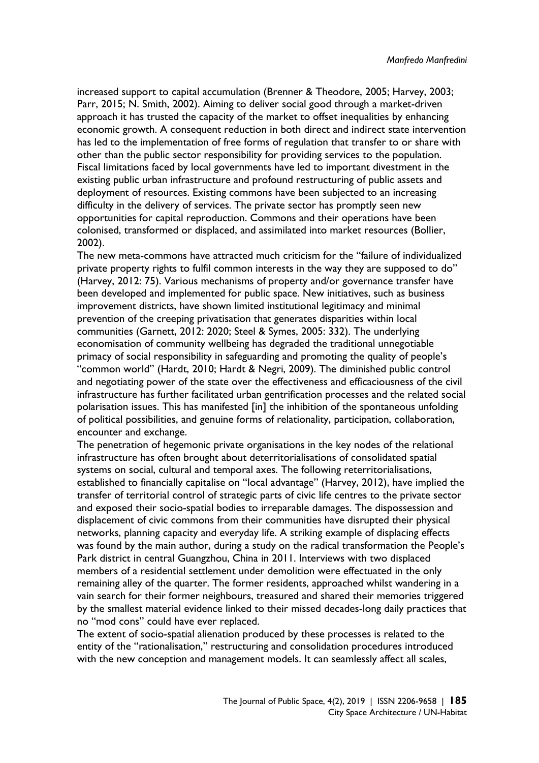increased support to capital accumulation (Brenner & Theodore, 2005; Harvey, 2003; Parr, 2015; N. Smith, 2002). Aiming to deliver social good through a market-driven approach it has trusted the capacity of the market to offset inequalities by enhancing economic growth. A consequent reduction in both direct and indirect state intervention has led to the implementation of free forms of regulation that transfer to or share with other than the public sector responsibility for providing services to the population. Fiscal limitations faced by local governments have led to important divestment in the existing public urban infrastructure and profound restructuring of public assets and deployment of resources. Existing commons have been subjected to an increasing difficulty in the delivery of services. The private sector has promptly seen new opportunities for capital reproduction. Commons and their operations have been colonised, transformed or displaced, and assimilated into market resources (Bollier, 2002).

The new meta-commons have attracted much criticism for the "failure of individualized private property rights to fulfil common interests in the way they are supposed to do" (Harvey, 2012: 75). Various mechanisms of property and/or governance transfer have been developed and implemented for public space. New initiatives, such as business improvement districts, have shown limited institutional legitimacy and minimal prevention of the creeping privatisation that generates disparities within local communities (Garnett, 2012: 2020; Steel & Symes, 2005: 332). The underlying economisation of community wellbeing has degraded the traditional unnegotiable primacy of social responsibility in safeguarding and promoting the quality of people's "common world" (Hardt, 2010; Hardt & Negri, 2009). The diminished public control and negotiating power of the state over the effectiveness and efficaciousness of the civil infrastructure has further facilitated urban gentrification processes and the related social polarisation issues. This has manifested [in] the inhibition of the spontaneous unfolding of political possibilities, and genuine forms of relationality, participation, collaboration, encounter and exchange.

The penetration of hegemonic private organisations in the key nodes of the relational infrastructure has often brought about deterritorialisations of consolidated spatial systems on social, cultural and temporal axes. The following reterritorialisations, established to financially capitalise on "local advantage" (Harvey, 2012), have implied the transfer of territorial control of strategic parts of civic life centres to the private sector and exposed their socio-spatial bodies to irreparable damages. The dispossession and displacement of civic commons from their communities have disrupted their physical networks, planning capacity and everyday life. A striking example of displacing effects was found by the main author, during a study on the radical transformation the People's Park district in central Guangzhou, China in 2011. Interviews with two displaced members of a residential settlement under demolition were effectuated in the only remaining alley of the quarter. The former residents, approached whilst wandering in a vain search for their former neighbours, treasured and shared their memories triggered by the smallest material evidence linked to their missed decades-long daily practices that no "mod cons" could have ever replaced.

The extent of socio-spatial alienation produced by these processes is related to the entity of the "rationalisation," restructuring and consolidation procedures introduced with the new conception and management models. It can seamlessly affect all scales,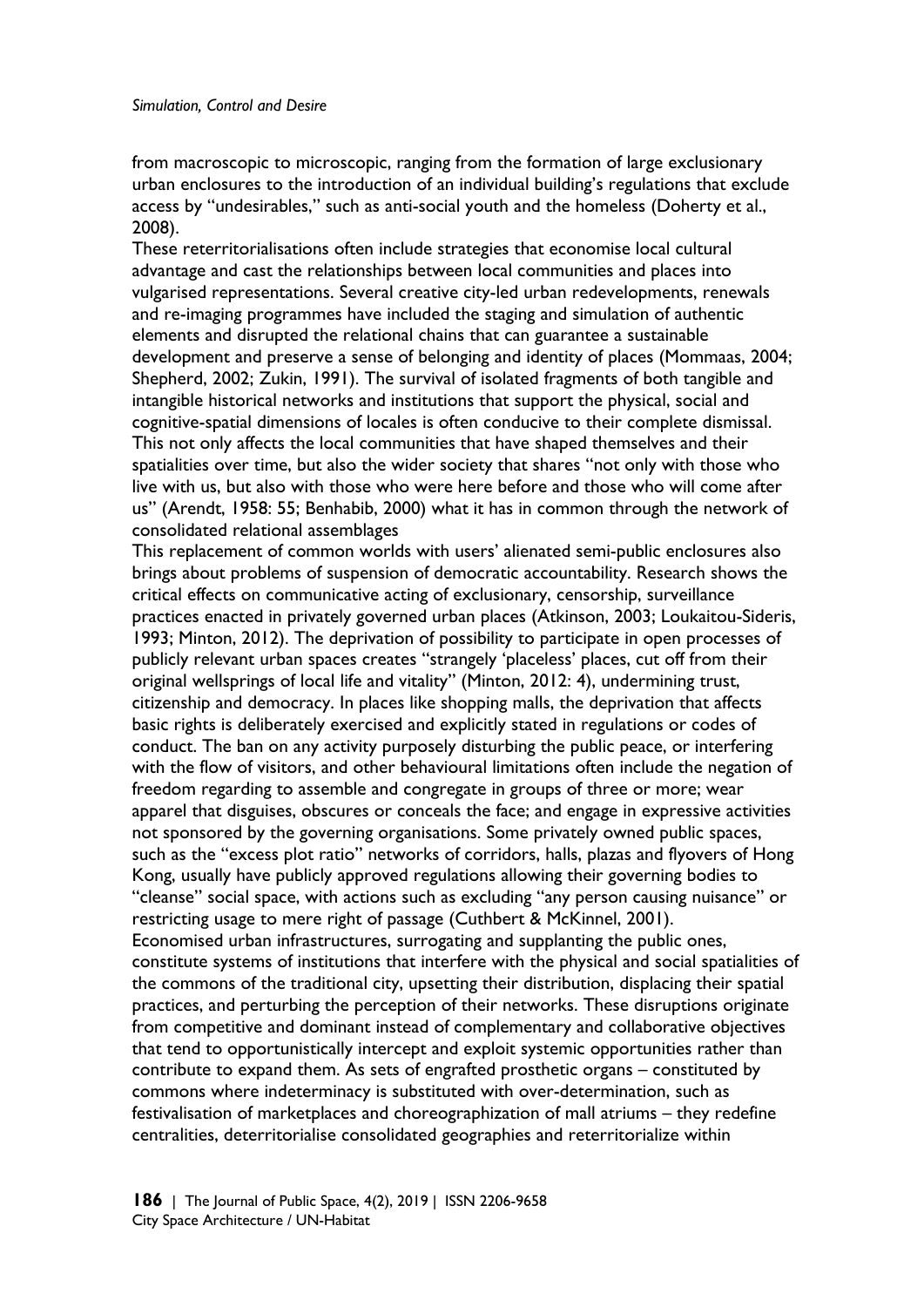from macroscopic to microscopic, ranging from the formation of large exclusionary urban enclosures to the introduction of an individual building's regulations that exclude access by "undesirables," such as anti-social youth and the homeless (Doherty et al., 2008).

These reterritorialisations often include strategies that economise local cultural advantage and cast the relationships between local communities and places into vulgarised representations. Several creative city-led urban redevelopments, renewals and re-imaging programmes have included the staging and simulation of authentic elements and disrupted the relational chains that can guarantee a sustainable development and preserve a sense of belonging and identity of places (Mommaas, 2004; Shepherd, 2002; Zukin, 1991). The survival of isolated fragments of both tangible and intangible historical networks and institutions that support the physical, social and cognitive-spatial dimensions of locales is often conducive to their complete dismissal. This not only affects the local communities that have shaped themselves and their spatialities over time, but also the wider society that shares "not only with those who live with us, but also with those who were here before and those who will come after us" (Arendt, 1958: 55; Benhabib, 2000) what it has in common through the network of consolidated relational assemblages

This replacement of common worlds with users' alienated semi-public enclosures also brings about problems of suspension of democratic accountability. Research shows the critical effects on communicative acting of exclusionary, censorship, surveillance practices enacted in privately governed urban places (Atkinson, 2003; Loukaitou-Sideris, 1993; Minton, 2012). The deprivation of possibility to participate in open processes of publicly relevant urban spaces creates "strangely 'placeless' places, cut off from their original wellsprings of local life and vitality" (Minton, 2012: 4), undermining trust, citizenship and democracy. In places like shopping malls, the deprivation that affects basic rights is deliberately exercised and explicitly stated in regulations or codes of conduct. The ban on any activity purposely disturbing the public peace, or interfering with the flow of visitors, and other behavioural limitations often include the negation of freedom regarding to assemble and congregate in groups of three or more; wear apparel that disguises, obscures or conceals the face; and engage in expressive activities not sponsored by the governing organisations. Some privately owned public spaces, such as the "excess plot ratio" networks of corridors, halls, plazas and flyovers of Hong Kong, usually have publicly approved regulations allowing their governing bodies to "cleanse" social space, with actions such as excluding "any person causing nuisance" or restricting usage to mere right of passage (Cuthbert & McKinnel, 2001).

Economised urban infrastructures, surrogating and supplanting the public ones, constitute systems of institutions that interfere with the physical and social spatialities of the commons of the traditional city, upsetting their distribution, displacing their spatial practices, and perturbing the perception of their networks. These disruptions originate from competitive and dominant instead of complementary and collaborative objectives that tend to opportunistically intercept and exploit systemic opportunities rather than contribute to expand them. As sets of engrafted prosthetic organs – constituted by commons where indeterminacy is substituted with over-determination, such as festivalisation of marketplaces and choreographization of mall atriums – they redefine centralities, deterritorialise consolidated geographies and reterritorialize within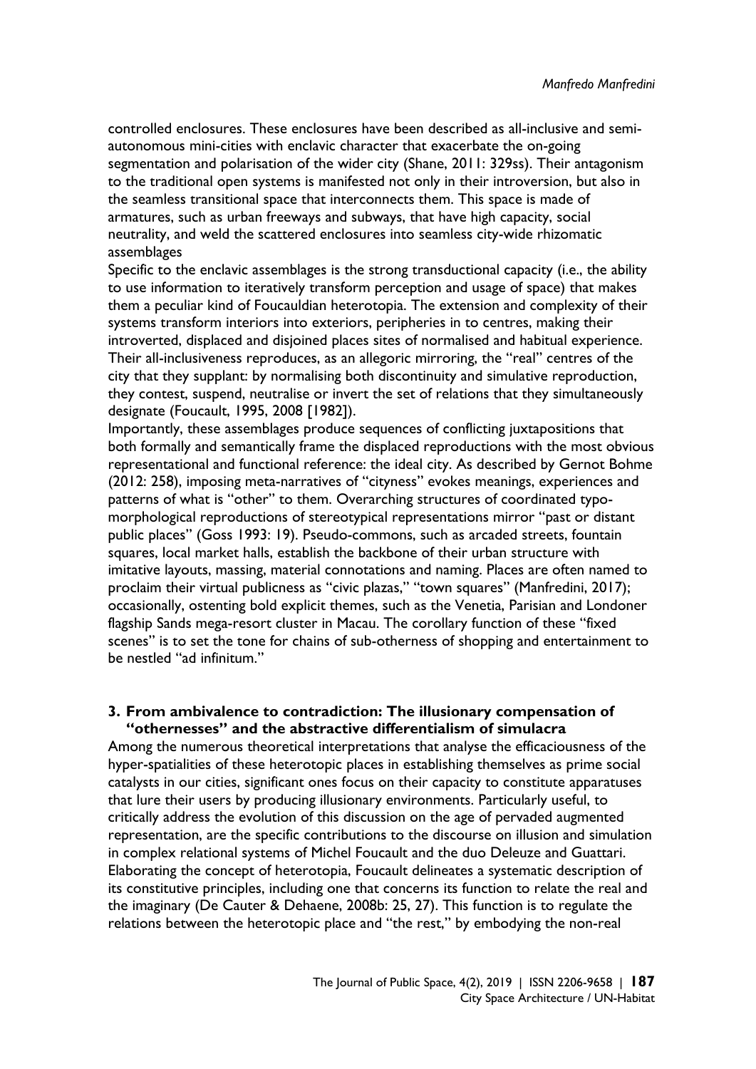controlled enclosures. These enclosures have been described as all-inclusive and semi-autonomous mini-cities with enclavic character that exacerbate the on-going segmentation and polarisation of the wider city (Shane, 2011: 329ss). Their antagonism to the traditional open systems is manifested not only in their introversion, but also in the seamless transitional space that interconnects them. This space is made of armatures, such as urban freeways and subways, that have high capacity, social neutrality, and weld the scattered enclosures into seamless city-wide rhizomatic assemblages

Specific to the enclavic assemblages is the strong transductional capacity (i.e., the ability to use information to iteratively transform perception and usage of space) that makes them a peculiar kind of Foucauldian heterotopia. The extension and complexity of their systems transform interiors into exteriors, peripheries in to centres, making their introverted, displaced and disjoined places sites of normalised and habitual experience. Their all-inclusiveness reproduces, as an allegoric mirroring, the "real" centres of the city that they supplant: by normalising both discontinuity and simulative reproduction, they contest, suspend, neutralise or invert the set of relations that they simultaneously designate (Foucault, 1995, 2008 [1982]).

Importantly, these assemblages produce sequences of conflicting juxtapositions that both formally and semantically frame the displaced reproductions with the most obvious representational and functional reference: the ideal city. As described by Gernot Bohme (2012: 258), imposing meta-narratives of "cityness" evokes meanings, experiences and patterns of what is "other" to them. Overarching structures of coordinated typo-morphological reproductions of stereotypical representations mirror "past or distant public places" (Goss 1993: 19). Pseudo-commons, such as arcaded streets, fountain squares, local market halls, establish the backbone of their urban structure with imitative layouts, massing, material connotations and naming. Places are often named to proclaim their virtual publicness as "civic plazas," "town squares" (Manfredini, 2017); occasionally, ostenting bold explicit themes, such as the Venetia, Parisian and Londoner flagship Sands mega-resort cluster in Macau. The corollary function of these "fixed scenes" is to set the tone for chains of sub-otherness of shopping and entertainment to be nestled "ad infinitum."

## 3. From ambivalence to contradiction: The illusionary compensation of "othernesses" and the abstractive differentialism of simulacra

Among the numerous theoretical interpretations that analyse the efficaciousness of the hyper-spatialities of these heterotopic places in establishing themselves as prime social catalysts in our cities, significant ones focus on their capacity to constitute apparatuses that lure their users by producing illusionary environments. Particularly useful, to critically address the evolution of this discussion on the age of pervaded augmented representation, are the specific contributions to the discourse on illusion and simulation in complex relational systems of Michel Foucault and the duo Deleuze and Guattari. Elaborating the concept of heterotopia, Foucault delineates a systematic description of its constitutive principles, including one that concerns its function to relate the real and the imaginary (De Cauter & Dehaene, 2008b: 25, 27). This function is to regulate the relations between the heterotopic place and "the rest," by embodying the non-real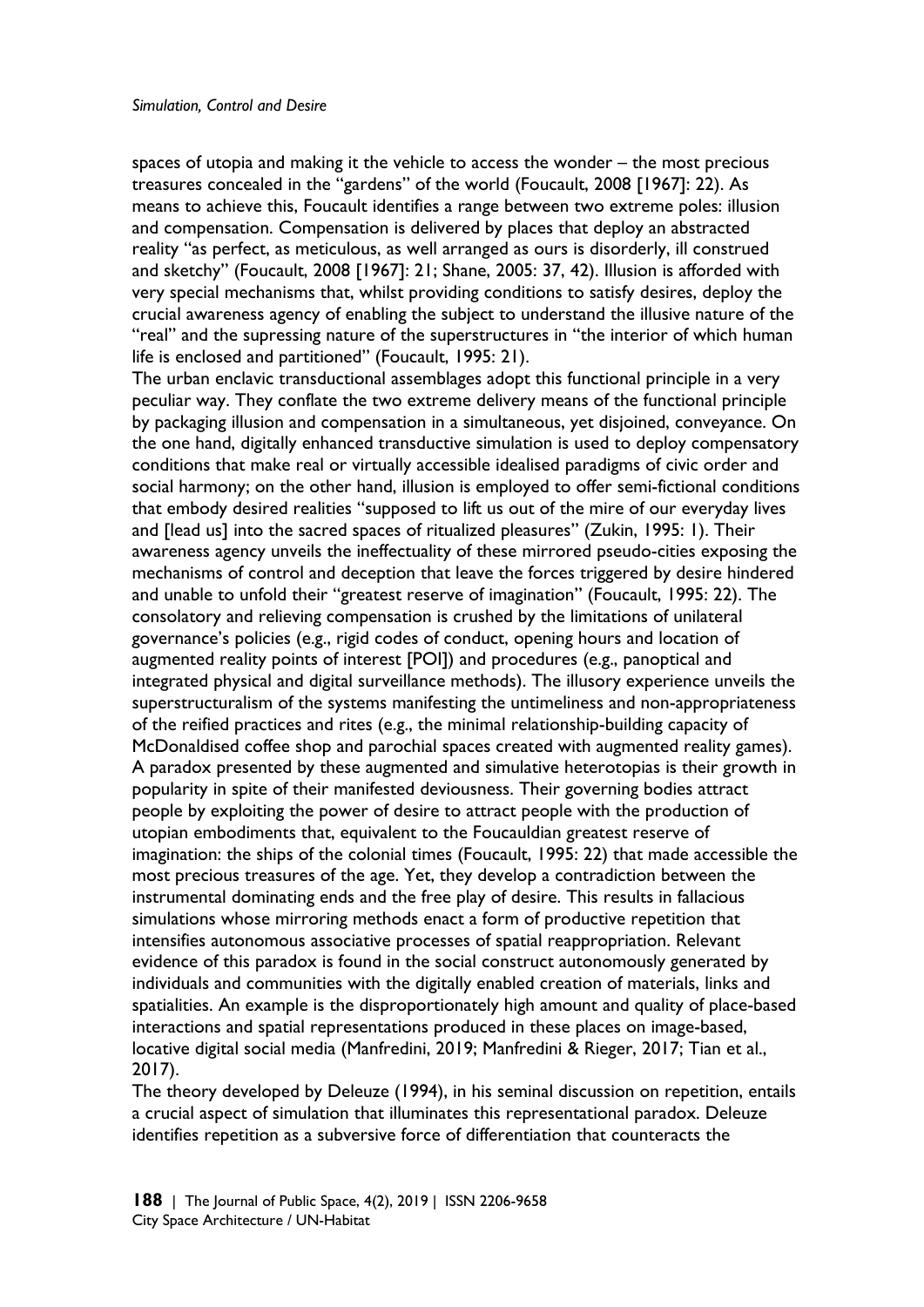spaces of utopia and making it the vehicle to access the wonder – the most precious treasures concealed in the "gardens" of the world (Foucault, 2008 [1967]: 22). As means to achieve this, Foucault identifies a range between two extreme poles: illusion and compensation. Compensation is delivered by places that deploy an abstracted reality "as perfect, as meticulous, as well arranged as ours is disorderly, ill construed and sketchy" (Foucault, 2008 [1967]: 21; Shane, 2005: 37, 42). Illusion is afforded with very special mechanisms that, whilst providing conditions to satisfy desires, deploy the crucial awareness agency of enabling the subject to understand the illusive nature of the "real" and the supressing nature of the superstructures in "the interior of which human life is enclosed and partitioned" (Foucault, 1995: 21).

The urban enclavic transductional assemblages adopt this functional principle in a very peculiar way. They conflate the two extreme delivery means of the functional principle by packaging illusion and compensation in a simultaneous, yet disjoined, conveyance. On the one hand, digitally enhanced transductive simulation is used to deploy compensatory conditions that make real or virtually accessible idealised paradigms of civic order and social harmony; on the other hand, illusion is employed to offer semi-fictional conditions that embody desired realities "supposed to lift us out of the mire of our everyday lives and [lead us] into the sacred spaces of ritualized pleasures" (Zukin, 1995: 1). Their awareness agency unveils the ineffectuality of these mirrored pseudo-cities exposing the mechanisms of control and deception that leave the forces triggered by desire hindered and unable to unfold their "greatest reserve of imagination" (Foucault, 1995: 22). The consolatory and relieving compensation is crushed by the limitations of unilateral governance's policies (e.g., rigid codes of conduct, opening hours and location of augmented reality points of interest [POI]) and procedures (e.g., panoptical and integrated physical and digital surveillance methods). The illusory experience unveils the superstructuralism of the systems manifesting the untimeliness and non-appropriateness of the reified practices and rites (e.g., the minimal relationship-building capacity of McDonaldised coffee shop and parochial spaces created with augmented reality games). A paradox presented by these augmented and simulative heterotopias is their growth in popularity in spite of their manifested deviousness. Their governing bodies attract people by exploiting the power of desire to attract people with the production of utopian embodiments that, equivalent to the Foucauldian greatest reserve of imagination: the ships of the colonial times (Foucault, 1995: 22) that made accessible the most precious treasures of the age. Yet, they develop a contradiction between the instrumental dominating ends and the free play of desire. This results in fallacious simulations whose mirroring methods enact a form of productive repetition that intensifies autonomous associative processes of spatial reappropriation. Relevant evidence of this paradox is found in the social construct autonomously generated by individuals and communities with the digitally enabled creation of materials, links and spatialities. An example is the disproportionately high amount and quality of place-based interactions and spatial representations produced in these places on image-based, locative digital social media (Manfredini, 2019; Manfredini & Rieger, 2017; Tian et al., 2017).

The theory developed by Deleuze (1994), in his seminal discussion on repetition, entails a crucial aspect of simulation that illuminates this representational paradox. Deleuze identifies repetition as a subversive force of differentiation that counteracts the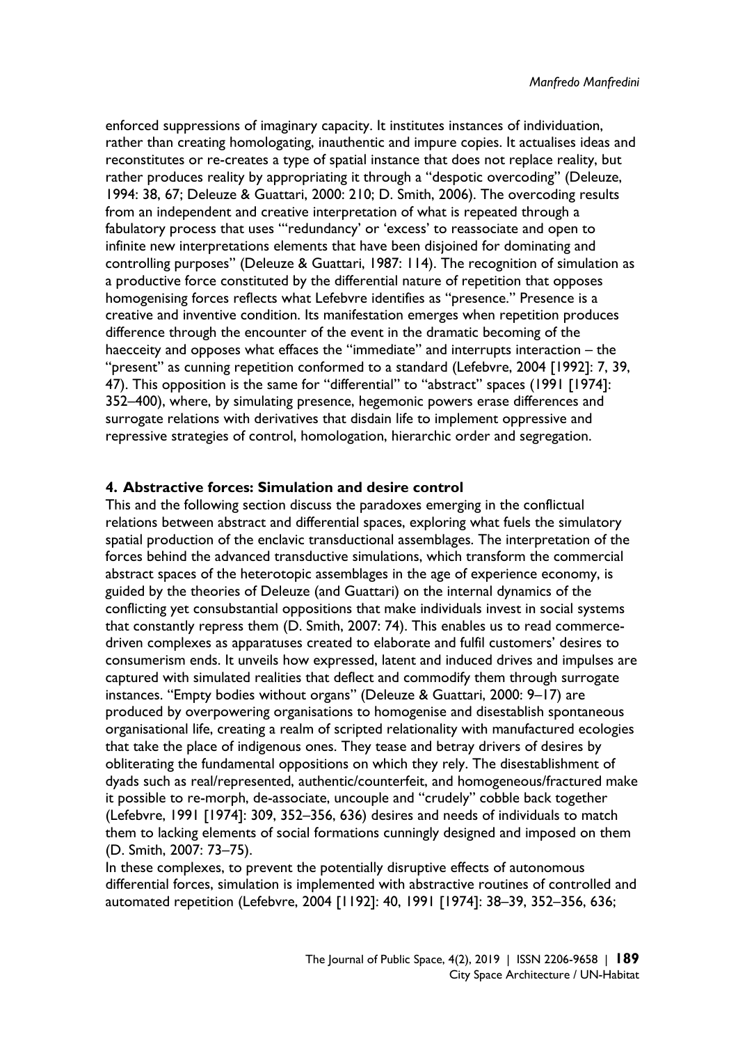enforced suppressions of imaginary capacity. It institutes instances of individuation, rather than creating homologating, inauthentic and impure copies. It actualises ideas and reconstitutes or re-creates a type of spatial instance that does not replace reality, but rather produces reality by appropriating it through a "despotic overcoding" (Deleuze, 1994: 38, 67; Deleuze & Guattari, 2000: 210; D. Smith, 2006). The overcoding results from an independent and creative interpretation of what is repeated through a fabulatory process that uses "'redundancy' or 'excess' to reassociate and open to infinite new interpretations elements that have been disjoined for dominating and controlling purposes" (Deleuze & Guattari, 1987: 114). The recognition of simulation as a productive force constituted by the differential nature of repetition that opposes homogenising forces reflects what Lefebvre identifies as "presence." Presence is a creative and inventive condition. Its manifestation emerges when repetition produces difference through the encounter of the event in the dramatic becoming of the haecceity and opposes what effaces the "immediate" and interrupts interaction – the "present" as cunning repetition conformed to a standard (Lefebvre, 2004 [1992]: 7, 39, 47). This opposition is the same for "differential" to "abstract" spaces (1991 [1974]: 352–400), where, by simulating presence, hegemonic powers erase differences and surrogate relations with derivatives that disdain life to implement oppressive and repressive strategies of control, homologation, hierarchic order and segregation.

## 4. Abstractive forces: Simulation and desire control

This and the following section discuss the paradoxes emerging in the conflictual relations between abstract and differential spaces, exploring what fuels the simulatory spatial production of the enclavic transductional assemblages. The interpretation of the forces behind the advanced transductive simulations, which transform the commercial abstract spaces of the heterotopic assemblages in the age of experience economy, is guided by the theories of Deleuze (and Guattari) on the internal dynamics of the conflicting yet consubstantial oppositions that make individuals invest in social systems that constantly repress them (D. Smith, 2007: 74). This enables us to read commerce-driven complexes as apparatuses created to elaborate and fulfil customers' desires to consumerism ends. It unveils how expressed, latent and induced drives and impulses are captured with simulated realities that deflect and commodify them through surrogate instances. "Empty bodies without organs" (Deleuze & Guattari, 2000: 9–17) are produced by overpowering organisations to homogenise and disestablish spontaneous organisational life, creating a realm of scripted relationality with manufactured ecologies that take the place of indigenous ones. They tease and betray drivers of desires by obliterating the fundamental oppositions on which they rely. The disestablishment of dyads such as real/represented, authentic/counterfeit, and homogeneous/fractured make it possible to re-morph, de-associate, uncouple and "crudely" cobble back together (Lefebvre, 1991 [1974]: 309, 352–356, 636) desires and needs of individuals to match them to lacking elements of social formations cunningly designed and imposed on them (D. Smith, 2007: 73–75).

In these complexes, to prevent the potentially disruptive effects of autonomous differential forces, simulation is implemented with abstractive routines of controlled and automated repetition (Lefebvre, 2004 [1192]: 40, 1991 [1974]: 38–39, 352–356, 636;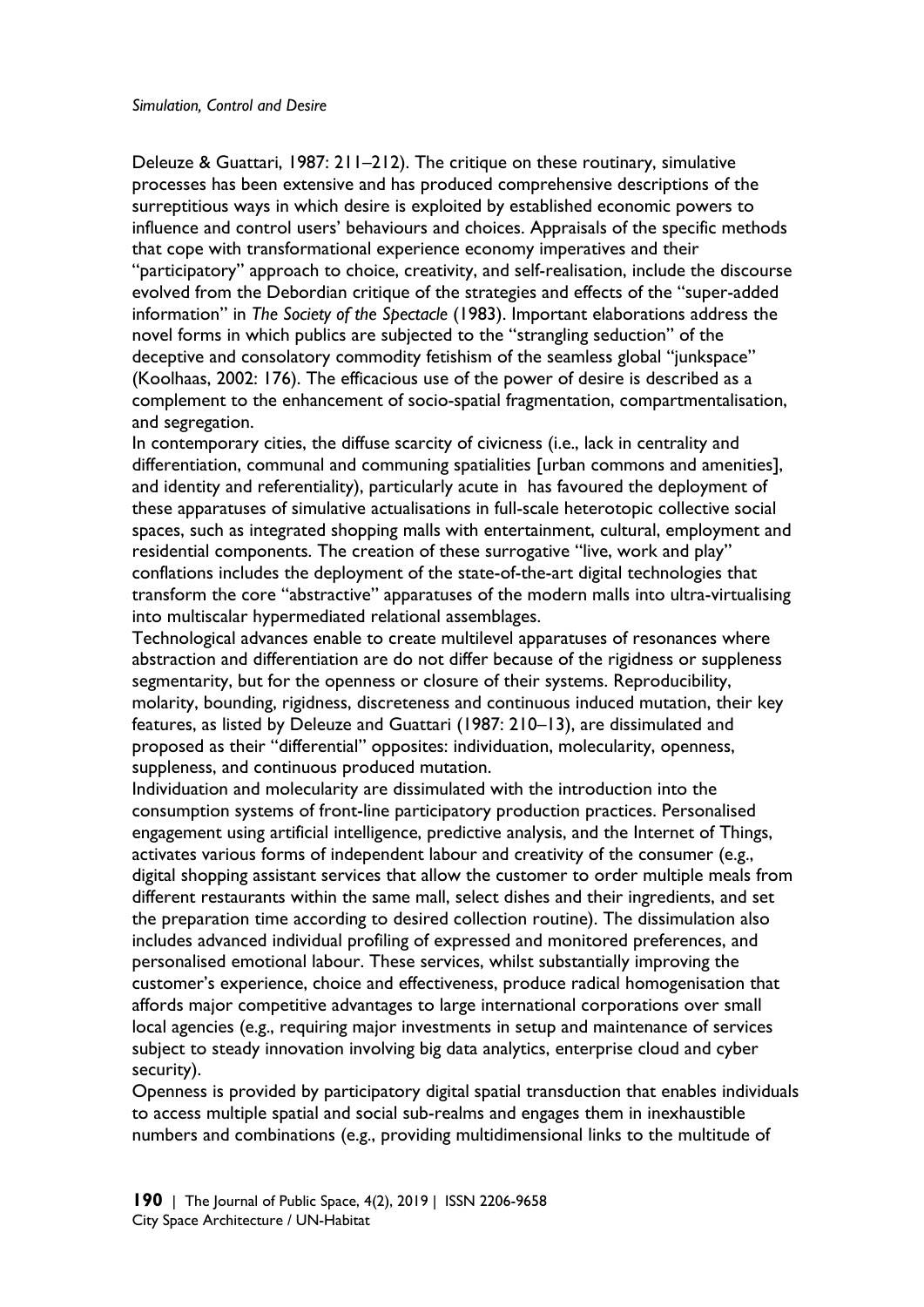Deleuze & Guattari, 1987: 211–212). The critique on these routinary, simulative processes has been extensive and has produced comprehensive descriptions of the surreptitious ways in which desire is exploited by established economic powers to influence and control users' behaviours and choices. Appraisals of the specific methods that cope with transformational experience economy imperatives and their "participatory" approach to choice, creativity, and self-realisation, include the discourse evolved from the Debordian critique of the strategies and effects of the "super-added information" in *The Society of the Spectacle* (1983). Important elaborations address the novel forms in which publics are subjected to the "strangling seduction" of the deceptive and consolatory commodity fetishism of the seamless global "junkspace" (Koolhaas, 2002: 176). The efficacious use of the power of desire is described as a complement to the enhancement of socio-spatial fragmentation, compartmentalisation, and segregation.

In contemporary cities, the diffuse scarcity of civicness (i.e., lack in centrality and differentiation, communal and communing spatialities [urban commons and amenities], and identity and referentiality), particularly acute in has favoured the deployment of these apparatuses of simulative actualisations in full-scale heterotopic collective social spaces, such as integrated shopping malls with entertainment, cultural, employment and residential components. The creation of these surrogative "live, work and play" conflations includes the deployment of the state-of-the-art digital technologies that transform the core "abstractive" apparatuses of the modern malls into ultra-virtualising into multiscalar hypermediated relational assemblages.

Technological advances enable to create multilevel apparatuses of resonances where abstraction and differentiation are do not differ because of the rigidness or suppleness segmentarity, but for the openness or closure of their systems. Reproducibility, molarity, bounding, rigidness, discreteness and continuous induced mutation, their key features, as listed by Deleuze and Guattari (1987: 210–13), are dissimulated and proposed as their "differential" opposites: individuation, molecularity, openness, suppleness, and continuous produced mutation.

Individuation and molecularity are dissimulated with the introduction into the consumption systems of front-line participatory production practices. Personalised engagement using artificial intelligence, predictive analysis, and the Internet of Things, activates various forms of independent labour and creativity of the consumer (e.g., digital shopping assistant services that allow the customer to order multiple meals from different restaurants within the same mall, select dishes and their ingredients, and set the preparation time according to desired collection routine). The dissimulation also includes advanced individual profiling of expressed and monitored preferences, and personalised emotional labour. These services, whilst substantially improving the customer's experience, choice and effectiveness, produce radical homogenisation that affords major competitive advantages to large international corporations over small local agencies (e.g., requiring major investments in setup and maintenance of services subject to steady innovation involving big data analytics, enterprise cloud and cyber security).

Openness is provided by participatory digital spatial transduction that enables individuals to access multiple spatial and social sub-realms and engages them in inexhaustible numbers and combinations (e.g., providing multidimensional links to the multitude of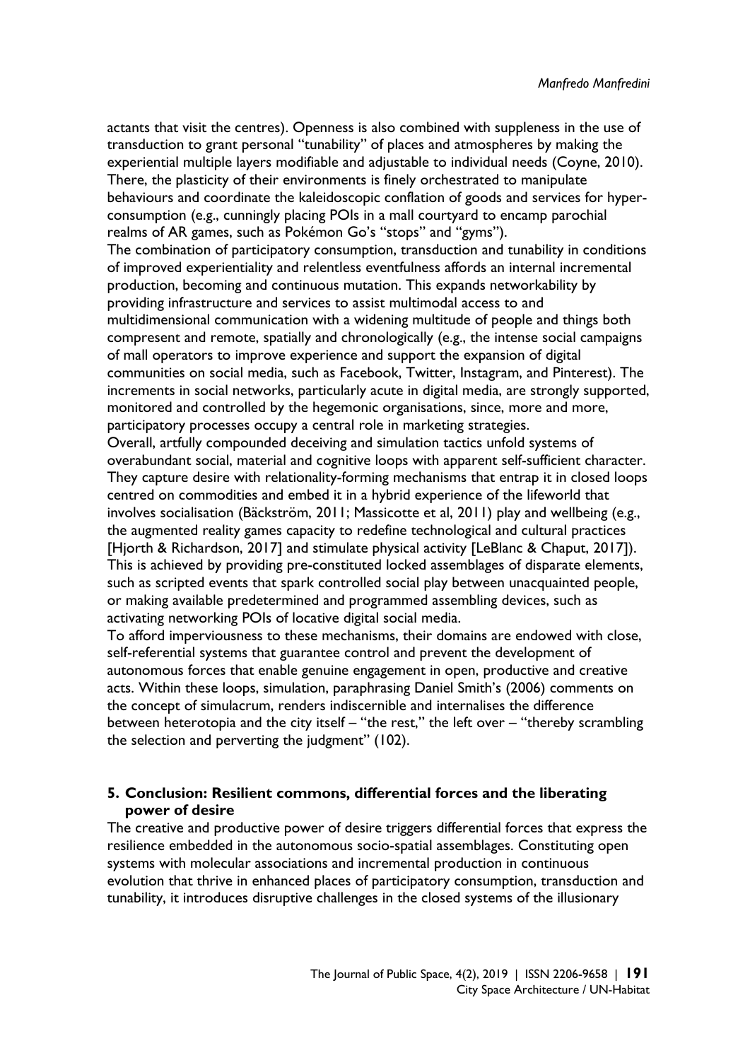actants that visit the centres). Openness is also combined with suppleness in the use of transduction to grant personal "tunability" of places and atmospheres by making the experiential multiple layers modifiable and adjustable to individual needs (Coyne, 2010). There, the plasticity of their environments is finely orchestrated to manipulate behaviours and coordinate the kaleidoscopic conflation of goods and services for hyper-consumption (e.g., cunningly placing POIs in a mall courtyard to encamp parochial realms of AR games, such as Pokémon Go's "stops" and "gyms").

The combination of participatory consumption, transduction and tunability in conditions of improved experientiality and relentless eventfulness affords an internal incremental production, becoming and continuous mutation. This expands networkability by providing infrastructure and services to assist multimodal access to and multidimensional communication with a widening multitude of people and things both compresent and remote, spatially and chronologically (e.g., the intense social campaigns of mall operators to improve experience and support the expansion of digital communities on social media, such as Facebook, Twitter, Instagram, and Pinterest). The increments in social networks, particularly acute in digital media, are strongly supported, monitored and controlled by the hegemonic organisations, since, more and more, participatory processes occupy a central role in marketing strategies.

Overall, artfully compounded deceiving and simulation tactics unfold systems of overabundant social, material and cognitive loops with apparent self-sufficient character. They capture desire with relationality-forming mechanisms that entrap it in closed loops centred on commodities and embed it in a hybrid experience of the lifeworld that involves socialisation (Bäckström, 2011; Massicotte et al, 2011) play and wellbeing (e.g., the augmented reality games capacity to redefine technological and cultural practices [Hjorth & Richardson, 2017] and stimulate physical activity [LeBlanc & Chaput, 2017]). This is achieved by providing pre-constituted locked assemblages of disparate elements, such as scripted events that spark controlled social play between unacquainted people, or making available predetermined and programmed assembling devices, such as activating networking POIs of locative digital social media.

To afford imperviousness to these mechanisms, their domains are endowed with close, self-referential systems that guarantee control and prevent the development of autonomous forces that enable genuine engagement in open, productive and creative acts. Within these loops, simulation, paraphrasing Daniel Smith's (2006) comments on the concept of simulacrum, renders indiscernible and internalises the difference between heterotopia and the city itself – "the rest," the left over – "thereby scrambling the selection and perverting the judgment" (102).

## 5. Conclusion: Resilient commons, differential forces and the liberating power of desire

The creative and productive power of desire triggers differential forces that express the resilience embedded in the autonomous socio-spatial assemblages. Constituting open systems with molecular associations and incremental production in continuous evolution that thrive in enhanced places of participatory consumption, transduction and tunability, it introduces disruptive challenges in the closed systems of the illusionary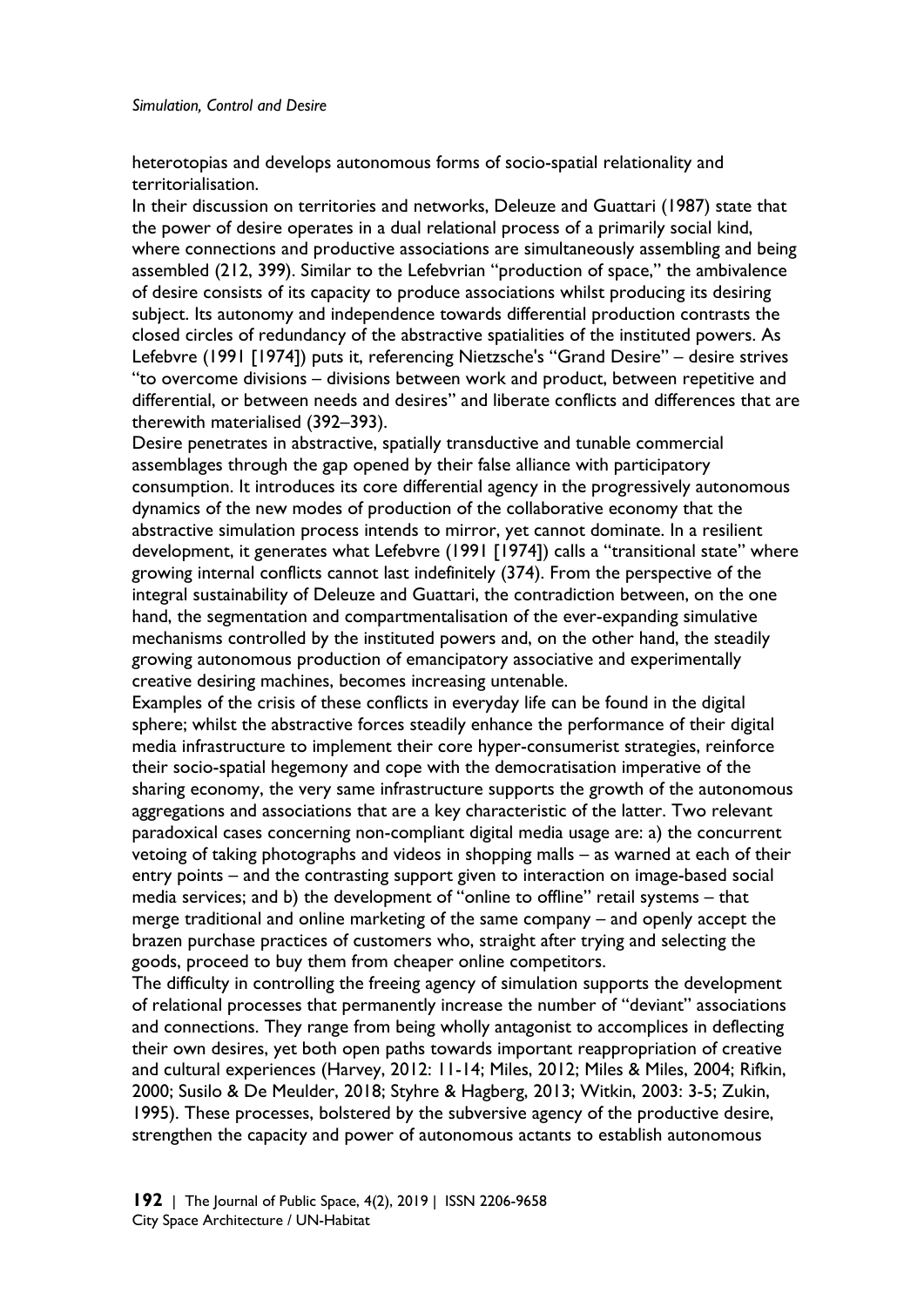heterotopias and develops autonomous forms of socio-spatial relationality and territorialisation.

In their discussion on territories and networks, Deleuze and Guattari (1987) state that the power of desire operates in a dual relational process of a primarily social kind, where connections and productive associations are simultaneously assembling and being assembled (212, 399). Similar to the Lefebvrian "production of space," the ambivalence of desire consists of its capacity to produce associations whilst producing its desiring subject. Its autonomy and independence towards differential production contrasts the closed circles of redundancy of the abstractive spatialities of the instituted powers. As Lefebvre (1991 [1974]) puts it, referencing Nietzsche's "Grand Desire" – desire strives "to overcome divisions – divisions between work and product, between repetitive and differential, or between needs and desires" and liberate conflicts and differences that are therewith materialised (392–393).

Desire penetrates in abstractive, spatially transductive and tunable commercial assemblages through the gap opened by their false alliance with participatory consumption. It introduces its core differential agency in the progressively autonomous dynamics of the new modes of production of the collaborative economy that the abstractive simulation process intends to mirror, yet cannot dominate. In a resilient development, it generates what Lefebvre (1991 [1974]) calls a "transitional state" where growing internal conflicts cannot last indefinitely (374). From the perspective of the integral sustainability of Deleuze and Guattari, the contradiction between, on the one hand, the segmentation and compartmentalisation of the ever-expanding simulative mechanisms controlled by the instituted powers and, on the other hand, the steadily growing autonomous production of emancipatory associative and experimentally creative desiring machines, becomes increasing untenable.

Examples of the crisis of these conflicts in everyday life can be found in the digital sphere; whilst the abstractive forces steadily enhance the performance of their digital media infrastructure to implement their core hyper-consumerist strategies, reinforce their socio-spatial hegemony and cope with the democratisation imperative of the sharing economy, the very same infrastructure supports the growth of the autonomous aggregations and associations that are a key characteristic of the latter. Two relevant paradoxical cases concerning non-compliant digital media usage are: a) the concurrent vetoing of taking photographs and videos in shopping malls – as warned at each of their entry points – and the contrasting support given to interaction on image-based social media services; and b) the development of "online to offline" retail systems – that merge traditional and online marketing of the same company – and openly accept the brazen purchase practices of customers who, straight after trying and selecting the goods, proceed to buy them from cheaper online competitors.

The difficulty in controlling the freeing agency of simulation supports the development of relational processes that permanently increase the number of "deviant" associations and connections. They range from being wholly antagonist to accomplices in deflecting their own desires, yet both open paths towards important reappropriation of creative and cultural experiences (Harvey, 2012: 11-14; Miles, 2012; Miles & Miles, 2004; Rifkin, 2000; Susilo & De Meulder, 2018; Styhre & Hagberg, 2013; Witkin, 2003: 3-5; Zukin, 1995). These processes, bolstered by the subversive agency of the productive desire, strengthen the capacity and power of autonomous actants to establish autonomous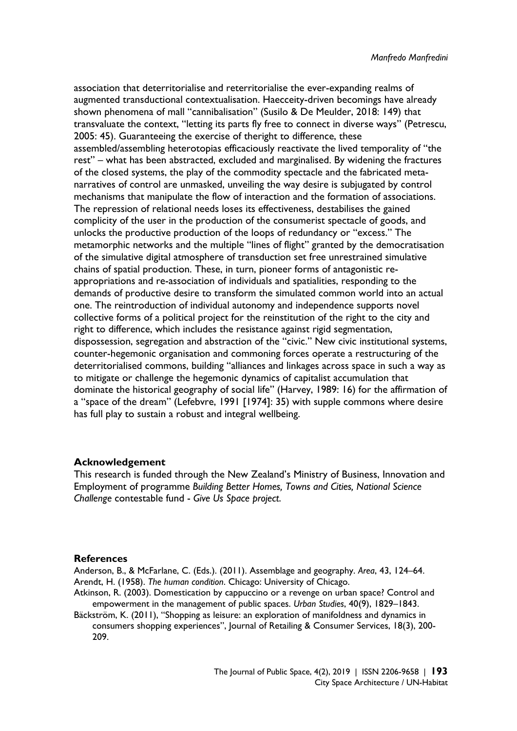association that deterritorialise and reterritorialise the ever-expanding realms of augmented transductional contextualisation. Haecceity-driven becomings have already shown phenomena of mall "cannibalisation" (Susilo & De Meulder, 2018: 149) that transvaluate the context, "letting its parts fly free to connect in diverse ways" (Petrescu, 2005: 45). Guaranteeing the exercise of theright to difference, these assembled/assembling heterotopias efficaciously reactivate the lived temporality of "the rest" – what has been abstracted, excluded and marginalised. By widening the fractures of the closed systems, the play of the commodity spectacle and the fabricated meta-narratives of control are unmasked, unveiling the way desire is subjugated by control mechanisms that manipulate the flow of interaction and the formation of associations. The repression of relational needs loses its effectiveness, destabilises the gained complicity of the user in the production of the consumerist spectacle of goods, and unlocks the productive production of the loops of redundancy or "excess." The metamorphic networks and the multiple "lines of flight" granted by the democratisation of the simulative digital atmosphere of transduction set free unrestrained simulative chains of spatial production. These, in turn, pioneer forms of antagonistic re-appropriations and re-association of individuals and spatialities, responding to the demands of productive desire to transform the simulated common world into an actual one. The reintroduction of individual autonomy and independence supports novel collective forms of a political project for the reinstitution of the right to the city and right to difference, which includes the resistance against rigid segmentation, dispossession, segregation and abstraction of the "civic." New civic institutional systems, counter-hegemonic organisation and commoning forces operate a restructuring of the deterritorialised commons, building "alliances and linkages across space in such a way as to mitigate or challenge the hegemonic dynamics of capitalist accumulation that dominate the historical geography of social life" (Harvey, 1989: 16) for the affirmation of a "space of the dream" (Lefebvre, 1991 [1974]: 35) with supple commons where desire has full play to sustain a robust and integral wellbeing.

## Acknowledgement

This research is funded through the New Zealand's Ministry of Business, Innovation and Employment of programme *Building Better Homes, Towns and Cities, National Science Challenge* contestable fund - *Give Us Space project*.

## References

Anderson, B., & McFarlane, C. (Eds.). (2011). Assemblage and geography. *Area*, 43, 124–64.

Arendt, H. (1958). *The human condition*. Chicago: University of Chicago.

Atkinson, R. (2003). Domestication by cappuccino or a revenge on urban space? Control and empowerment in the management of public spaces. *Urban Studies*, 40(9), 1829–1843.

Bäckström, K. (2011), "Shopping as leisure: an exploration of manifoldness and dynamics in consumers shopping experiences", Journal of Retailing & Consumer Services, 18(3), 200-209.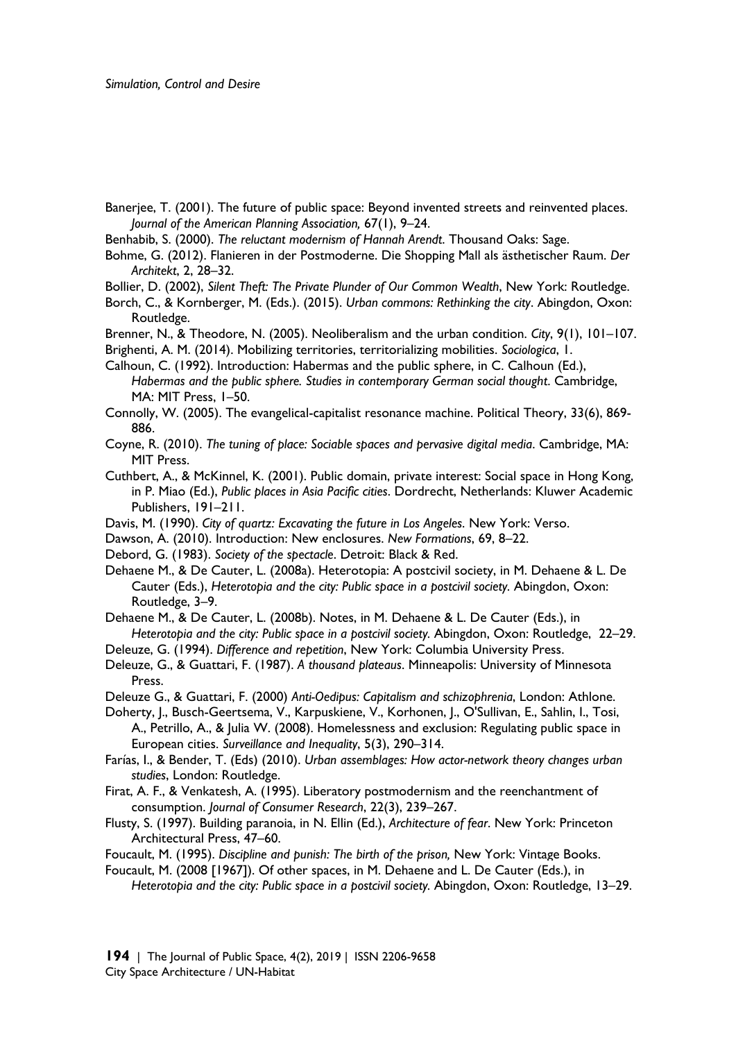Banerjee, T. (2001). The future of public space: Beyond invented streets and reinvented places. *Journal of the American Planning Association,* 67(1), 9–24.

Benhabib, S. (2000). *The reluctant modernism of Hannah Arendt*. Thousand Oaks: Sage.

Bohme, G. (2012). Flanieren in der Postmoderne. Die Shopping Mall als ästhetischer Raum. *Der Architekt*, 2, 28–32.

Bollier, D. (2002), *Silent Theft: The Private Plunder of Our Common Wealth*, New York: Routledge.

Borch, C., & Kornberger, M. (Eds.). (2015). *Urban commons: Rethinking the city*. Abingdon, Oxon: Routledge.

Brenner, N., & Theodore, N. (2005). Neoliberalism and the urban condition. *City*, 9(1), 101–107.

Brighenti, A. M. (2014). Mobilizing territories, territorializing mobilities. *Sociologica*, 1.

Calhoun, C. (1992). Introduction: Habermas and the public sphere, in C. Calhoun (Ed.), *Habermas and the public sphere. Studies in contemporary German social thought*. Cambridge, MA: MIT Press, 1–50.

Connolly, W. (2005). The evangelical-capitalist resonance machine. Political Theory, 33(6), 869-886.

Coyne, R. (2010). *The tuning of place: Sociable spaces and pervasive digital media*. Cambridge, MA: MIT Press.

Cuthbert, A., & McKinnel, K. (2001). Public domain, private interest: Social space in Hong Kong, in P. Miao (Ed.), *Public places in Asia Pacific cities*. Dordrecht, Netherlands: Kluwer Academic Publishers, 191–211.

Davis, M. (1990). *City of quartz: Excavating the future in Los Angeles*. New York: Verso.

Dawson, A. (2010). Introduction: New enclosures. *New Formations*, 69, 8–22.

Debord, G. (1983). *Society of the spectacle*. Detroit: Black & Red.

Dehaene M., & De Cauter, L. (2008a). Heterotopia: A postcivil society, in M. Dehaene & L. De Cauter (Eds.), *Heterotopia and the city: Public space in a postcivil society*. Abingdon, Oxon: Routledge, 3–9.

Dehaene M., & De Cauter, L. (2008b). Notes, in M. Dehaene & L. De Cauter (Eds.), in *Heterotopia and the city: Public space in a postcivil society*. Abingdon, Oxon: Routledge, 22–29.

Deleuze, G. (1994). *Difference and repetition*, New York: Columbia University Press.

Deleuze, G., & Guattari, F. (1987). *A thousand plateaus*. Minneapolis: University of Minnesota Press.

Deleuze G., & Guattari, F. (2000) *Anti-Oedipus: Capitalism and schizophrenia*, London: Athlone.

Doherty, J., Busch-Geertsema, V., Karpuskiene, V., Korhonen, J., O'Sullivan, E., Sahlin, I., Tosi, A., Petrillo, A., & Julia W. (2008). Homelessness and exclusion: Regulating public space in European cities. *Surveillance and Inequality*, 5(3), 290–314.

Farías, I., & Bender, T. (Eds) (2010). *Urban assemblages: How actor-network theory changes urban studies*, London: Routledge.

Firat, A. F., & Venkatesh, A. (1995). Liberatory postmodernism and the reenchantment of consumption. *Journal of Consumer Research*, 22(3), 239–267.

Flusty, S. (1997). Building paranoia, in N. Ellin (Ed.), *Architecture of fear*. New York: Princeton Architectural Press, 47–60.

Foucault, M. (1995). *Discipline and punish: The birth of the prison,* New York: Vintage Books.

Foucault, M. (2008 [1967]). Of other spaces, in M. Dehaene and L. De Cauter (Eds.), in *Heterotopia and the city: Public space in a postcivil society*. Abingdon, Oxon: Routledge, 13–29.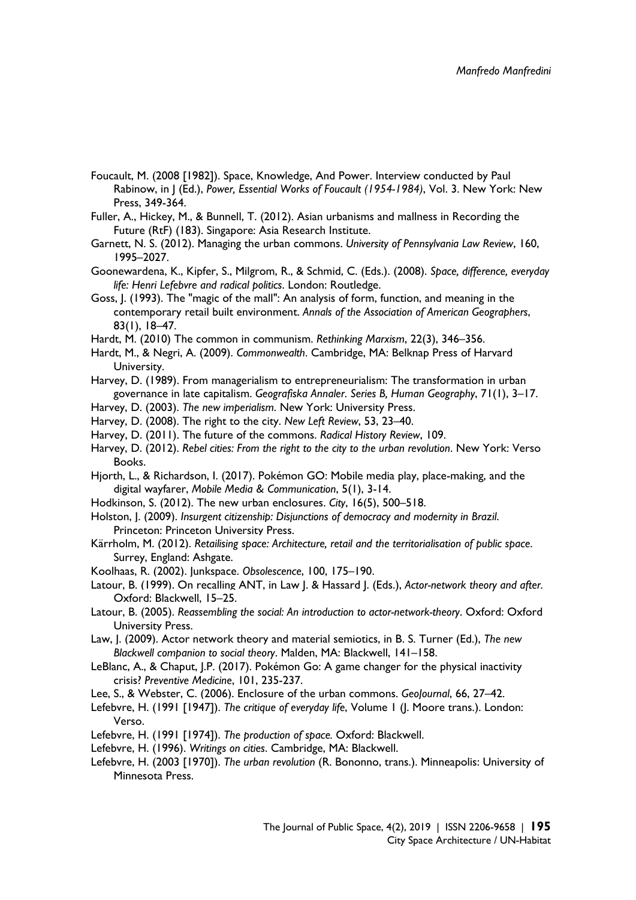Foucault, M. (2008 [1982]). Space, Knowledge, And Power. Interview conducted by Paul Rabinow, in J (Ed.), *Power, Essential Works of Foucault (1954-1984)*, Vol. 3. New York: New Press, 349-364.

Fuller, A., Hickey, M., & Bunnell, T. (2012). Asian urbanisms and mallness in Recording the Future (RtF) (183). Singapore: Asia Research Institute.

Garnett, N. S. (2012). Managing the urban commons. *University of Pennsylvania Law Review*, 160, 1995–2027.

Goonewardena, K., Kipfer, S., Milgrom, R., & Schmid, C. (Eds.). (2008). *Space, difference, everyday life: Henri Lefebvre and radical politics*. London: Routledge.

Goss, J. (1993). The "magic of the mall": An analysis of form, function, and meaning in the contemporary retail built environment. *Annals of the Association of American Geographers*, 83(1), 18–47.

Hardt, M. (2010) The common in communism. *Rethinking Marxism*, 22(3), 346–356.

Hardt, M., & Negri, A. (2009). *Commonwealth*. Cambridge, MA: Belknap Press of Harvard University.

Harvey, D. (1989). From managerialism to entrepreneurialism: The transformation in urban governance in late capitalism. *Geografiska Annaler. Series B, Human Geography*, 71(1), 3–17.

Harvey, D. (2003). *The new imperialism*. New York: University Press.

Harvey, D. (2008). The right to the city. *New Left Review*, 53, 23–40.

Harvey, D. (2011). The future of the commons. *Radical History Review*, 109.

Harvey, D. (2012). *Rebel cities: From the right to the city to the urban revolution*. New York: Verso Books.

Hjorth, L., & Richardson, I. (2017). Pokémon GO: Mobile media play, place-making, and the digital wayfarer, *Mobile Media & Communication*, 5(1), 3-14.

Hodkinson, S. (2012). The new urban enclosures. *City*, 16(5), 500–518.

Holston, J. (2009). *Insurgent citizenship: Disjunctions of democracy and modernity in Brazil*. Princeton: Princeton University Press.

Kärrholm, M. (2012). *Retailising space: Architecture, retail and the territorialisation of public space*. Surrey, England: Ashgate.

Koolhaas, R. (2002). Junkspace. *Obsolescence*, 100, 175–190.

Latour, B. (1999). On recalling ANT, in Law J. & Hassard J. (Eds.), *Actor-network theory and after*. Oxford: Blackwell, 15–25.

Latour, B. (2005). *Reassembling the social: An introduction to actor-network-theory*. Oxford: Oxford University Press.

Law, J. (2009). Actor network theory and material semiotics, in B. S. Turner (Ed.), *The new Blackwell companion to social theory*. Malden, MA: Blackwell, 141–158.

LeBlanc, A., & Chaput, J.P. (2017). Pokémon Go: A game changer for the physical inactivity crisis? *Preventive Medicine*, 101, 235-237.

Lee, S., & Webster, C. (2006). Enclosure of the urban commons. *GeoJournal*, 66, 27–42.

Lefebvre, H. (1991 [1947]). *The critique of everyday life*, Volume 1 (J. Moore trans.). London: Verso.

Lefebvre, H. (1991 [1974]). *The production of space.* Oxford: Blackwell.

Lefebvre, H. (1996). *Writings on cities*. Cambridge, MA: Blackwell.

Lefebvre, H. (2003 [1970]). *The urban revolution* (R. Bononno, trans.). Minneapolis: University of Minnesota Press.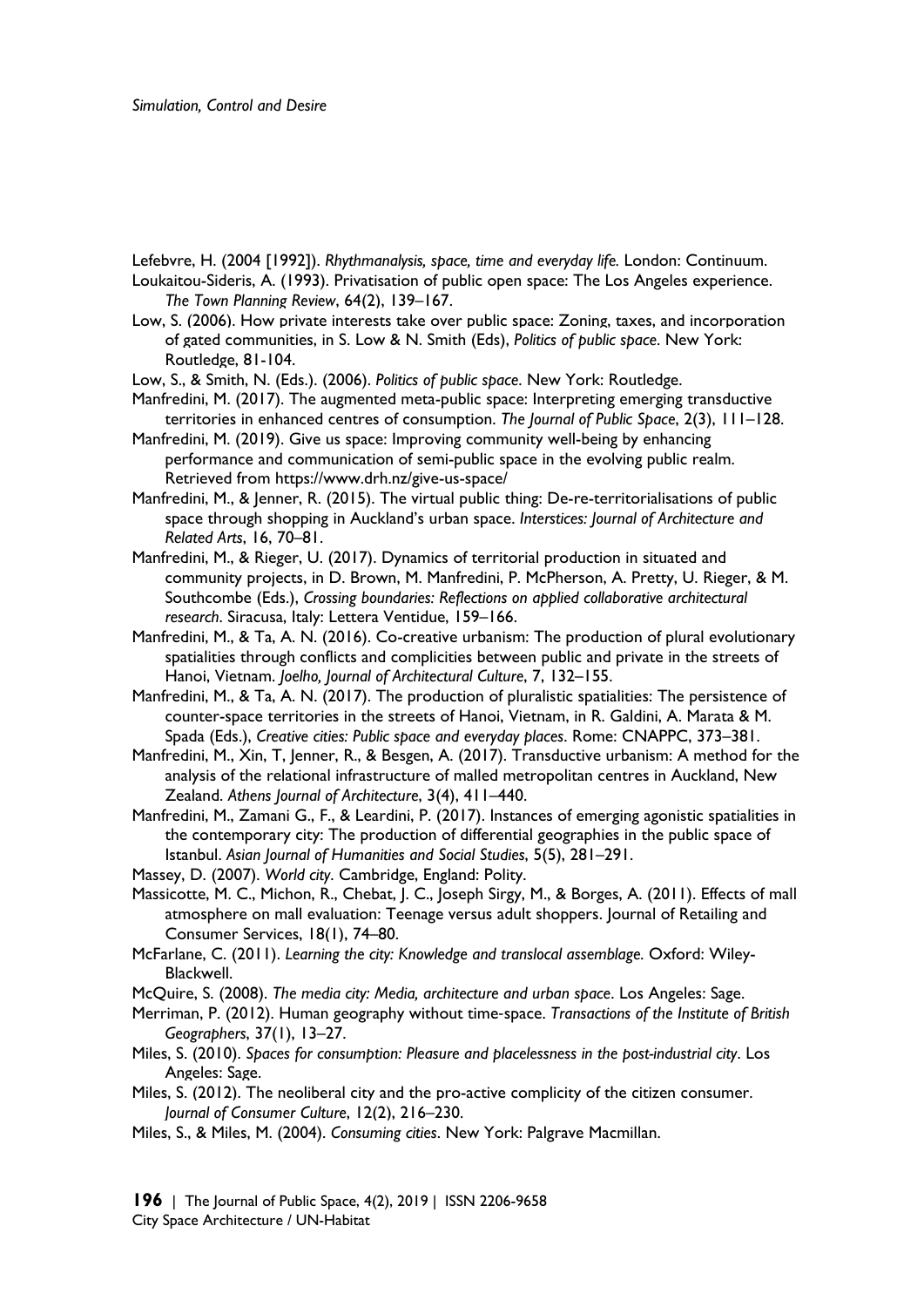Lefebvre, H. (2004 [1992]). *Rhythmanalysis, space, time and everyday life.* London: Continuum.

Loukaitou-Sideris, A. (1993). Privatisation of public open space: The Los Angeles experience. *The Town Planning Review*, 64(2), 139–167.

Low, S. (2006). How private interests take over public space: Zoning, taxes, and incorporation of gated communities, in S. Low & N. Smith (Eds), *Politics of public space*. New York: Routledge, 81-104.

Low, S., & Smith, N. (Eds.). (2006). *Politics of public space*. New York: Routledge.

Manfredini, M. (2017). The augmented meta-public space: Interpreting emerging transductive territories in enhanced centres of consumption. *The Journal of Public Space*, 2(3), 111–128.

Manfredini, M. (2019). Give us space: Improving community well-being by enhancing performance and communication of semi-public space in the evolving public realm. Retrieved from https://www.drh.nz/give-us-space/

Manfredini, M., & Jenner, R. (2015). The virtual public thing: De-re-territorialisations of public space through shopping in Auckland's urban space. *Interstices: Journal of Architecture and Related Arts*, 16, 70–81.

Manfredini, M., & Rieger, U. (2017). Dynamics of territorial production in situated and community projects, in D. Brown, M. Manfredini, P. McPherson, A. Pretty, U. Rieger, & M. Southcombe (Eds.), *Crossing boundaries: Reflections on applied collaborative architectural research*. Siracusa, Italy: Lettera Ventidue, 159–166.

Manfredini, M., & Ta, A. N. (2016). Co-creative urbanism: The production of plural evolutionary spatialities through conflicts and complicities between public and private in the streets of Hanoi, Vietnam. *Joelho, Journal of Architectural Culture*, 7, 132–155.

Manfredini, M., & Ta, A. N. (2017). The production of pluralistic spatialities: The persistence of counter-space territories in the streets of Hanoi, Vietnam, in R. Galdini, A. Marata & M. Spada (Eds.), *Creative cities: Public space and everyday places*. Rome: CNAPPC, 373–381.

Manfredini, M., Xin, T, Jenner, R., & Besgen, A. (2017). Transductive urbanism: A method for the analysis of the relational infrastructure of malled metropolitan centres in Auckland, New Zealand. *Athens Journal of Architecture*, 3(4), 411–440.

Manfredini, M., Zamani G., F., & Leardini, P. (2017). Instances of emerging agonistic spatialities in the contemporary city: The production of differential geographies in the public space of Istanbul. *Asian Journal of Humanities and Social Studies*, 5(5), 281–291.

Massey, D. (2007). *World city*. Cambridge, England: Polity.

Massicotte, M. C., Michon, R., Chebat, J. C., Joseph Sirgy, M., & Borges, A. (2011). Effects of mall atmosphere on mall evaluation: Teenage versus adult shoppers. Journal of Retailing and Consumer Services, 18(1), 74–80.

McFarlane, C. (2011). *Learning the city: Knowledge and translocal assemblage.* Oxford: Wiley-Blackwell.

McQuire, S. (2008). *The media city: Media, architecture and urban space*. Los Angeles: Sage.

Merriman, P. (2012). Human geography without time-space. *Transactions of the Institute of British Geographers*, 37(1), 13–27.

Miles, S. (2010). *Spaces for consumption: Pleasure and placelessness in the post-industrial city*. Los Angeles: Sage.

Miles, S. (2012). The neoliberal city and the pro-active complicity of the citizen consumer. *Journal of Consumer Culture*, 12(2), 216–230.

Miles, S., & Miles, M. (2004). *Consuming cities*. New York: Palgrave Macmillan.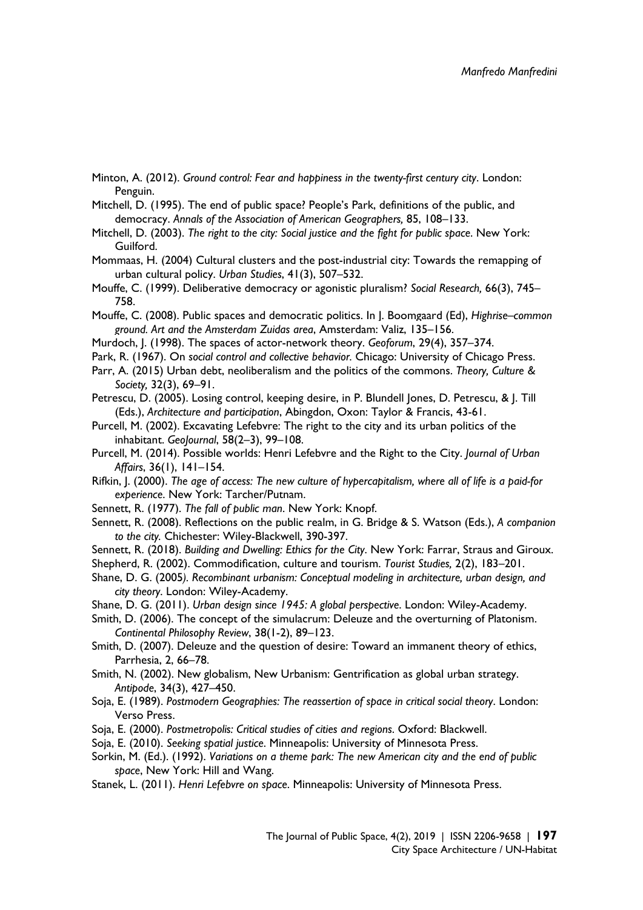Minton, A. (2012). *Ground control: Fear and happiness in the twenty-first century city*. London: Penguin.

Mitchell, D. (1995). The end of public space? People's Park, definitions of the public, and democracy. *Annals of the Association of American Geographers,* 85, 108–133.

Mitchell, D. (2003). *The right to the city: Social justice and the fight for public space*. New York: Guilford.

Mommaas, H. (2004) Cultural clusters and the post-industrial city: Towards the remapping of urban cultural policy. *Urban Studies*, 41(3), 507–532.

Mouffe, C. (1999). Deliberative democracy or agonistic pluralism? *Social Research,* 66(3), 745–758.

Mouffe, C. (2008). Public spaces and democratic politics. In J. Boomgaard (Ed), *Highrise–common ground. Art and the Amsterdam Zuidas area*, Amsterdam: Valiz, 135–156.

Murdoch, J. (1998). The spaces of actor-network theory. *Geoforum*, 29(4), 357–374.

Park, R. (1967). On *social control and collective behavior.* Chicago: University of Chicago Press.

Parr, A. (2015) Urban debt, neoliberalism and the politics of the commons. *Theory, Culture & Society,* 32(3), 69–91.

Petrescu, D. (2005). Losing control, keeping desire, in P. Blundell Jones, D. Petrescu, & J. Till (Eds.), *Architecture and participation*, Abingdon, Oxon: Taylor & Francis, 43-61.

Purcell, M. (2002). Excavating Lefebvre: The right to the city and its urban politics of the inhabitant. *GeoJournal*, 58(2–3), 99–108.

Purcell, M. (2014). Possible worlds: Henri Lefebvre and the Right to the City. *Journal of Urban Affairs*, 36(1), 141–154.

Rifkin, J. (2000). *The age of access: The new culture of hypercapitalism, where all of life is a paid-for experience*. New York: Tarcher/Putnam.

Sennett, R. (1977). *The fall of public man*. New York: Knopf.

Sennett, R. (2008). Reflections on the public realm, in G. Bridge & S. Watson (Eds.), *A companion to the city.* Chichester: Wiley-Blackwell, 390-397.

Sennett, R. (2018). *Building and Dwelling: Ethics for the City*. New York: Farrar, Straus and Giroux.

Shepherd, R. (2002). Commodification, culture and tourism. *Tourist Studies,* 2(2), 183–201.

Shane, D. G. (2005*). Recombinant urbanism: Conceptual modeling in architecture, urban design, and city theory*. London: Wiley-Academy.

Shane, D. G. (2011). *Urban design since 1945: A global perspective*. London: Wiley-Academy.

Smith, D. (2006). The concept of the simulacrum: Deleuze and the overturning of Platonism. *Continental Philosophy Review*, 38(1-2), 89–123.

Smith, D. (2007). Deleuze and the question of desire: Toward an immanent theory of ethics, Parrhesia, 2, 66–78.

Smith, N. (2002). New globalism, New Urbanism: Gentrification as global urban strategy. *Antipode*, 34(3), 427–450.

Soja, E. (1989). *Postmodern Geographies: The reassertion of space in critical social theory*. London: Verso Press.

Soja, E. (2000). *Postmetropolis: Critical studies of cities and regions*. Oxford: Blackwell.

Soja, E. (2010). *Seeking spatial justice*. Minneapolis: University of Minnesota Press.

Sorkin, M. (Ed.). (1992). *Variations on a theme park: The new American city and the end of public space*, New York: Hill and Wang.

Stanek, L. (2011). *Henri Lefebvre on space*. Minneapolis: University of Minnesota Press.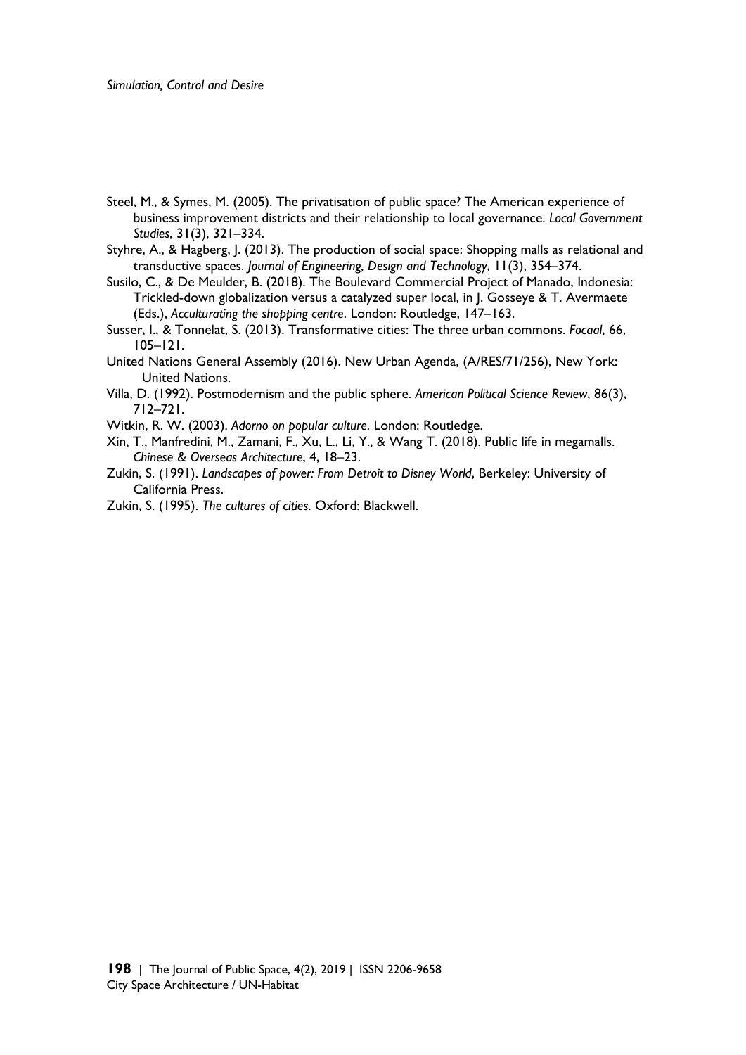Steel, M., & Symes, M. (2005). The privatisation of public space? The American experience of business improvement districts and their relationship to local governance. *Local Government Studies*, 31(3), 321–334.

Styhre, A., & Hagberg, J. (2013). The production of social space: Shopping malls as relational and transductive spaces. *Journal of Engineering, Design and Technology*, 11(3), 354–374.

Susilo, C., & De Meulder, B. (2018). The Boulevard Commercial Project of Manado, Indonesia: Trickled-down globalization versus a catalyzed super local, in J. Gosseye & T. Avermaete (Eds.), *Acculturating the shopping centre*. London: Routledge, 147–163.

Susser, I., & Tonnelat, S. (2013). Transformative cities: The three urban commons. *Focaal*, 66, 105–121.

United Nations General Assembly (2016). New Urban Agenda, (A/RES/71/256), New York: United Nations.

Villa, D. (1992). Postmodernism and the public sphere. *American Political Science Review*, 86(3), 712–721.

Witkin, R. W. (2003). *Adorno on popular culture*. London: Routledge.

Xin, T., Manfredini, M., Zamani, F., Xu, L., Li, Y., & Wang T. (2018). Public life in megamalls. *Chinese & Overseas Architecture*, 4, 18–23.

Zukin, S. (1991). *Landscapes of power: From Detroit to Disney World*, Berkeley: University of California Press.

Zukin, S. (1995). *The cultures of cities*. Oxford: Blackwell.